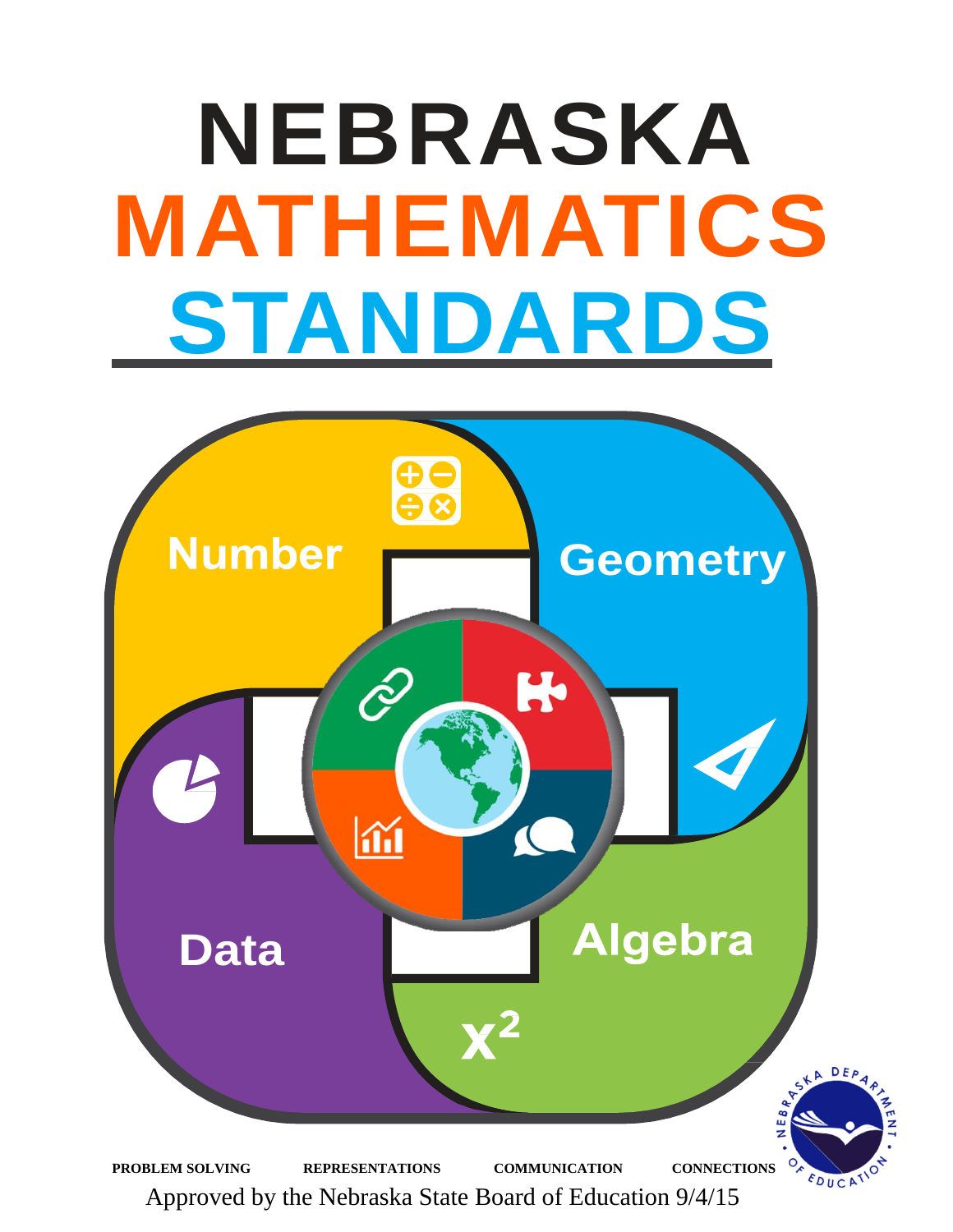# NEBRASKA MATHEMATICS STANDARDS

Number

Geometry

Data

Algebra

$x^2$

PROBLEM SOLVING REPRESENTATIONS COMMUNICATION CONNECTIONS

Approved by the Nebraska State Board of Education 9/4/15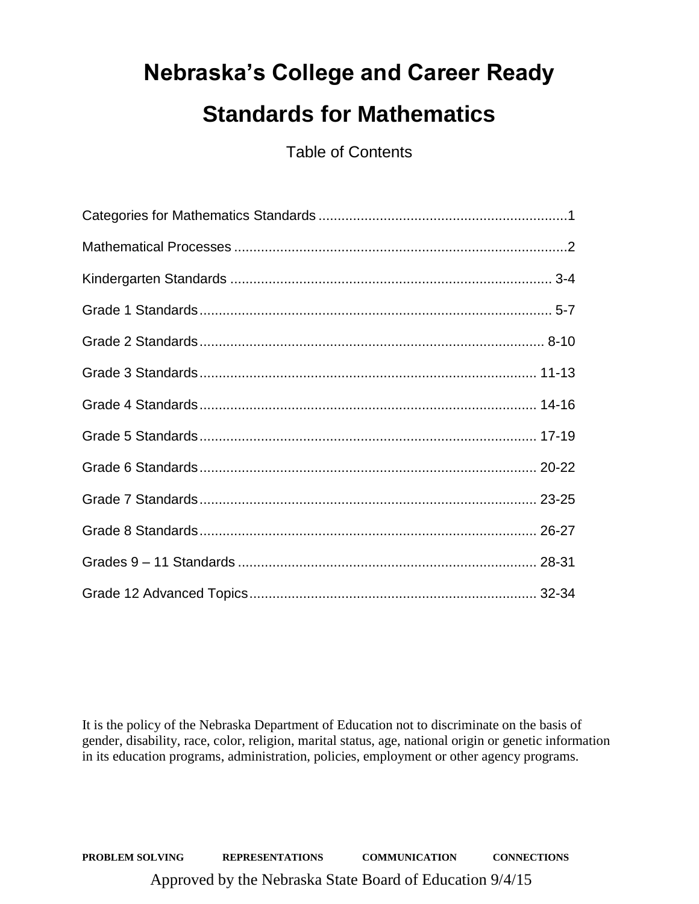# Nebraska's College and Career Ready Standards for Mathematics

Table of Contents

Categories for Mathematics Standards ....................................................................1

Mathematical Processes ..........................................................................................2

Kindergarten Standards ....................................................................................... 3-4

Grade 1 Standards ............................................................................................... 5-7

Grade 2 Standards ............................................................................................. 8-10

Grade 3 Standards ........................................................................................... 11-13

Grade 4 Standards ........................................................................................... 14-16

Grade 5 Standards ........................................................................................... 17-19

Grade 6 Standards ........................................................................................... 20-22

Grade 7 Standards ........................................................................................... 23-25

Grade 8 Standards ........................................................................................... 26-27

Grades 9 – 11 Standards ................................................................................. 28-31

Grade 12 Advanced Topics .............................................................................. 32-34

It is the policy of the Nebraska Department of Education not to discriminate on the basis of gender, disability, race, color, religion, marital status, age, national origin or genetic information in its education programs, administration, policies, employment or other agency programs.

PROBLEM SOLVING REPRESENTATIONS COMMUNICATION CONNECTIONS

Approved by the Nebraska State Board of Education 9/4/15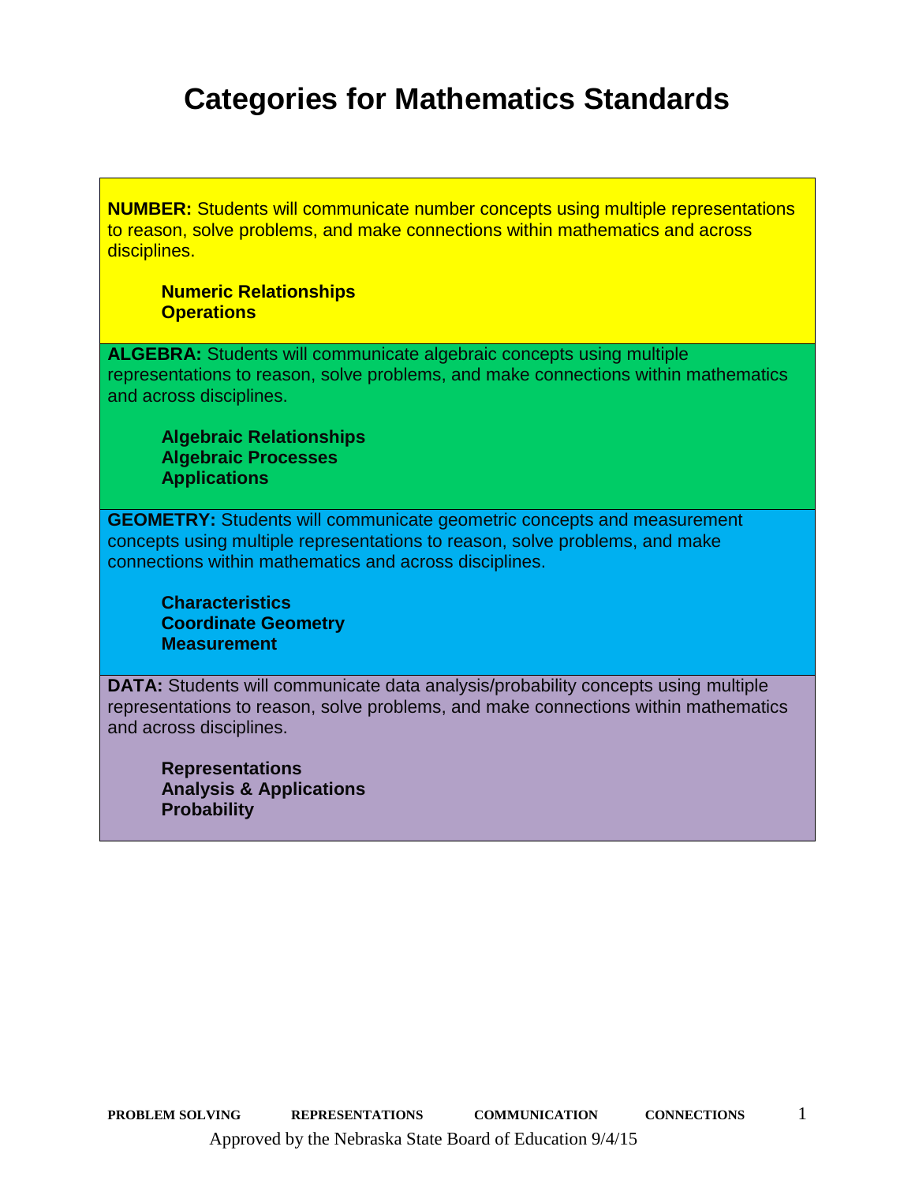# Categories for Mathematics Standards

**NUMBER:** Students will communicate number concepts using multiple representations to reason, solve problems, and make connections within mathematics and across disciplines.

- **Numeric Relationships**
- **Operations**

**ALGEBRA:** Students will communicate algebraic concepts using multiple representations to reason, solve problems, and make connections within mathematics and across disciplines.

- **Algebraic Relationships**
- **Algebraic Processes**
- **Applications**

**GEOMETRY:** Students will communicate geometric concepts and measurement concepts using multiple representations to reason, solve problems, and make connections within mathematics and across disciplines.

- **Characteristics**
- **Coordinate Geometry**
- **Measurement**

**DATA:** Students will communicate data analysis/probability concepts using multiple representations to reason, solve problems, and make connections within mathematics and across disciplines.

- **Representations**
- **Analysis & Applications**
- **Probability**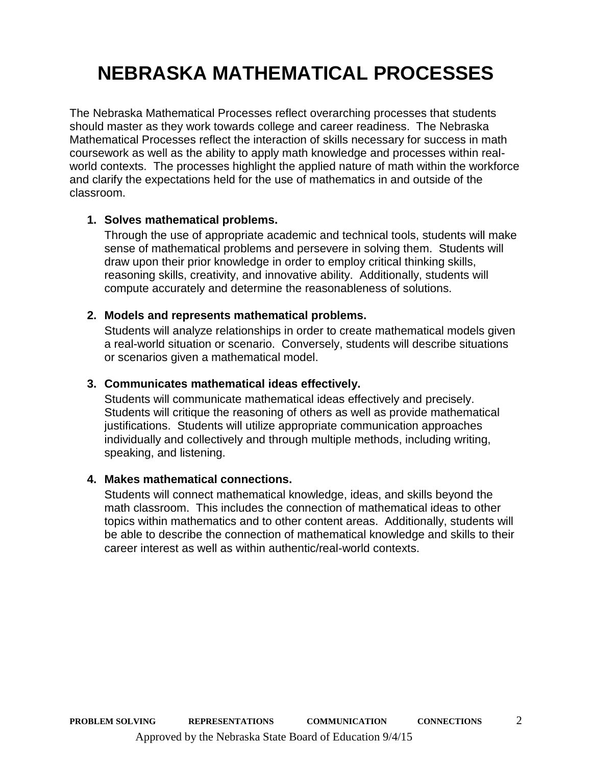# NEBRASKA MATHEMATICAL PROCESSES

The Nebraska Mathematical Processes reflect overarching processes that students should master as they work towards college and career readiness. The Nebraska Mathematical Processes reflect the interaction of skills necessary for success in math coursework as well as the ability to apply math knowledge and processes within real-world contexts. The processes highlight the applied nature of math within the workforce and clarify the expectations held for the use of mathematics in and outside of the classroom.

1. **Solves mathematical problems.**
   Through the use of appropriate academic and technical tools, students will make sense of mathematical problems and persevere in solving them. Students will draw upon their prior knowledge in order to employ critical thinking skills, reasoning skills, creativity, and innovative ability. Additionally, students will compute accurately and determine the reasonableness of solutions.

2. **Models and represents mathematical problems.**
   Students will analyze relationships in order to create mathematical models given a real-world situation or scenario. Conversely, students will describe situations or scenarios given a mathematical model.

3. **Communicates mathematical ideas effectively.**
   Students will communicate mathematical ideas effectively and precisely. Students will critique the reasoning of others as well as provide mathematical justifications. Students will utilize appropriate communication approaches individually and collectively and through multiple methods, including writing, speaking, and listening.

4. **Makes mathematical connections.**
   Students will connect mathematical knowledge, ideas, and skills beyond the math classroom. This includes the connection of mathematical ideas to other topics within mathematics and to other content areas. Additionally, students will be able to describe the connection of mathematical knowledge and skills to their career interest as well as within authentic/real-world contexts.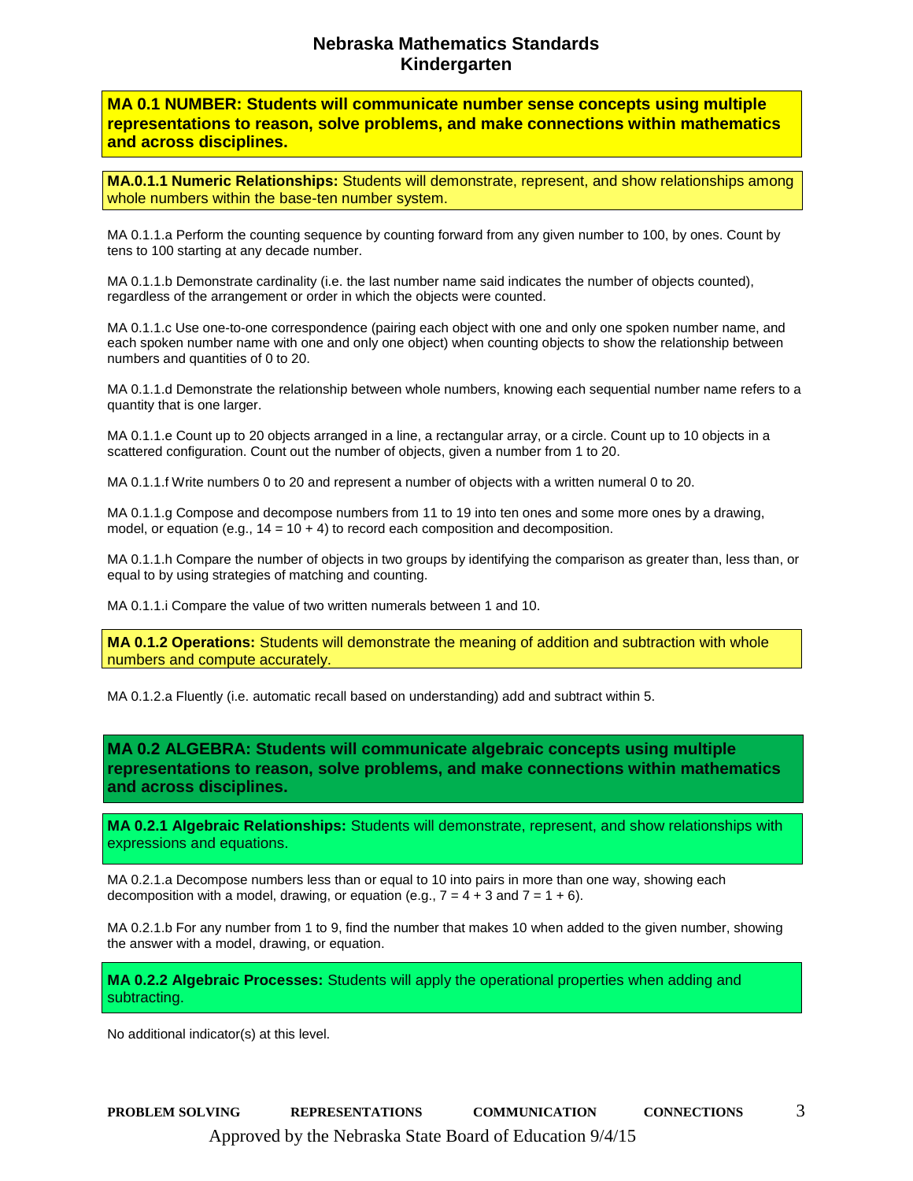# Nebraska Mathematics Standards
# Kindergarten

## MA 0.1 NUMBER: Students will communicate number sense concepts using multiple representations to reason, solve problems, and make connections within mathematics and across disciplines.

### MA.0.1.1 Numeric Relationships: Students will demonstrate, represent, and show relationships among whole numbers within the base-ten number system.

MA 0.1.1.a Perform the counting sequence by counting forward from any given number to 100, by ones. Count by tens to 100 starting at any decade number.

MA 0.1.1.b Demonstrate cardinality (i.e. the last number name said indicates the number of objects counted), regardless of the arrangement or order in which the objects were counted.

MA 0.1.1.c Use one-to-one correspondence (pairing each object with one and only one spoken number name, and each spoken number name with one and only one object) when counting objects to show the relationship between numbers and quantities of 0 to 20.

MA 0.1.1.d Demonstrate the relationship between whole numbers, knowing each sequential number name refers to a quantity that is one larger.

MA 0.1.1.e Count up to 20 objects arranged in a line, a rectangular array, or a circle. Count up to 10 objects in a scattered configuration. Count out the number of objects, given a number from 1 to 20.

MA 0.1.1.f Write numbers 0 to 20 and represent a number of objects with a written numeral 0 to 20.

MA 0.1.1.g Compose and decompose numbers from 11 to 19 into ten ones and some more ones by a drawing, model, or equation (e.g., $14 = 10 + 4$) to record each composition and decomposition.

MA 0.1.1.h Compare the number of objects in two groups by identifying the comparison as greater than, less than, or equal to by using strategies of matching and counting.

MA 0.1.1.i Compare the value of two written numerals between 1 and 10.

### MA 0.1.2 Operations: Students will demonstrate the meaning of addition and subtraction with whole numbers and compute accurately.

MA 0.1.2.a Fluently (i.e. automatic recall based on understanding) add and subtract within 5.

## MA 0.2 ALGEBRA: Students will communicate algebraic concepts using multiple representations to reason, solve problems, and make connections within mathematics and across disciplines.

### MA 0.2.1 Algebraic Relationships: Students will demonstrate, represent, and show relationships with expressions and equations.

MA 0.2.1.a Decompose numbers less than or equal to 10 into pairs in more than one way, showing each decomposition with a model, drawing, or equation (e.g., $7 = 4 + 3$ and $7 = 1 + 6$).

MA 0.2.1.b For any number from 1 to 9, find the number that makes 10 when added to the given number, showing the answer with a model, drawing, or equation.

### MA 0.2.2 Algebraic Processes: Students will apply the operational properties when adding and subtracting.

No additional indicator(s) at this level.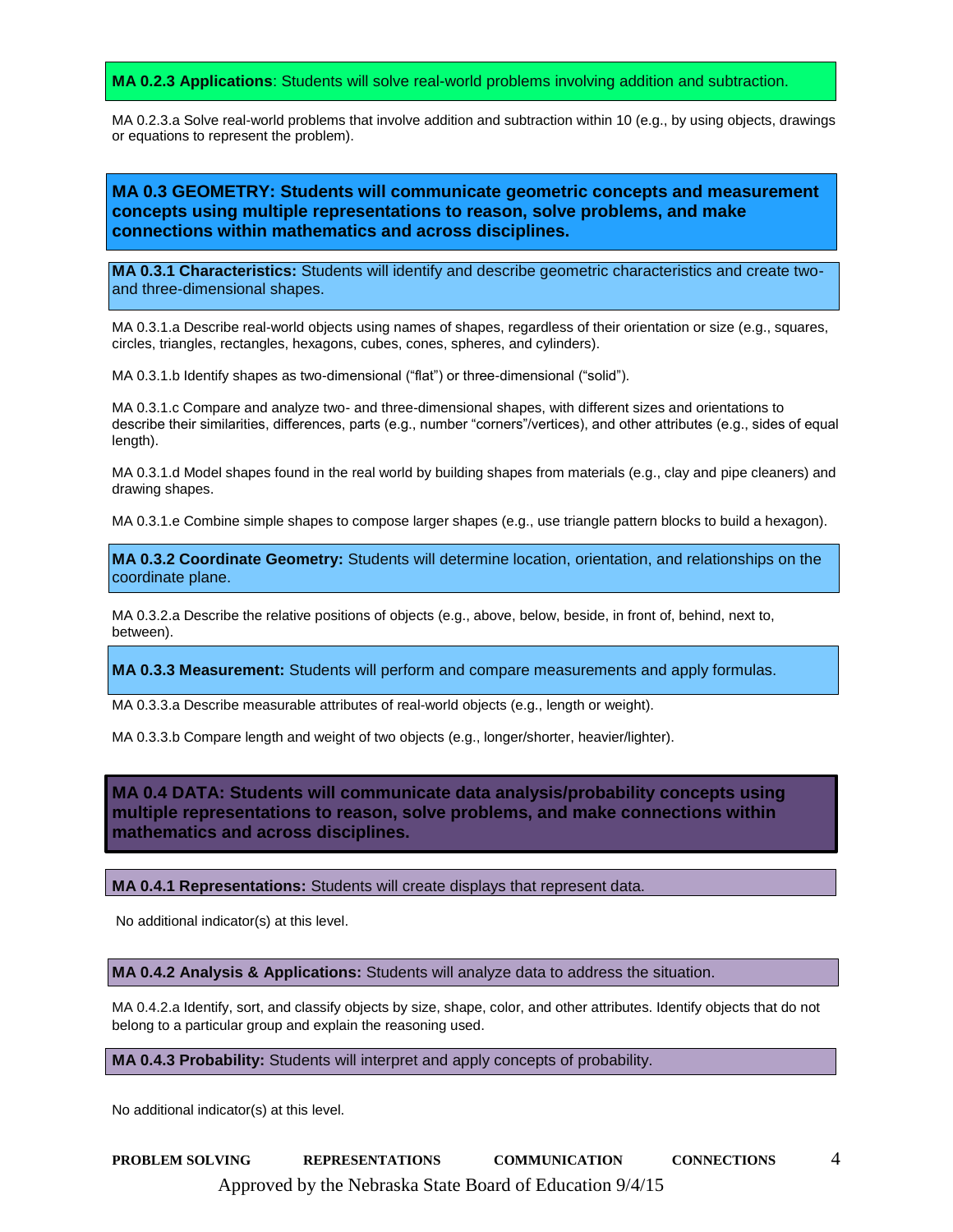**MA 0.2.3 Applications**: Students will solve real-world problems involving addition and subtraction.

MA 0.2.3.a Solve real-world problems that involve addition and subtraction within 10 (e.g., by using objects, drawings or equations to represent the problem).

## MA 0.3 GEOMETRY: Students will communicate geometric concepts and measurement concepts using multiple representations to reason, solve problems, and make connections within mathematics and across disciplines.

### MA 0.3.1 Characteristics: Students will identify and describe geometric characteristics and create two- and three-dimensional shapes.

MA 0.3.1.a Describe real-world objects using names of shapes, regardless of their orientation or size (e.g., squares, circles, triangles, rectangles, hexagons, cubes, cones, spheres, and cylinders).

MA 0.3.1.b Identify shapes as two-dimensional ("flat") or three-dimensional ("solid").

MA 0.3.1.c Compare and analyze two- and three-dimensional shapes, with different sizes and orientations to describe their similarities, differences, parts (e.g., number "corners"/vertices), and other attributes (e.g., sides of equal length).

MA 0.3.1.d Model shapes found in the real world by building shapes from materials (e.g., clay and pipe cleaners) and drawing shapes.

MA 0.3.1.e Combine simple shapes to compose larger shapes (e.g., use triangle pattern blocks to build a hexagon).

### MA 0.3.2 Coordinate Geometry: Students will determine location, orientation, and relationships on the coordinate plane.

MA 0.3.2.a Describe the relative positions of objects (e.g., above, below, beside, in front of, behind, next to, between).

### MA 0.3.3 Measurement: Students will perform and compare measurements and apply formulas.

MA 0.3.3.a Describe measurable attributes of real-world objects (e.g., length or weight).

MA 0.3.3.b Compare length and weight of two objects (e.g., longer/shorter, heavier/lighter).

## MA 0.4 DATA: Students will communicate data analysis/probability concepts using multiple representations to reason, solve problems, and make connections within mathematics and across disciplines.

### MA 0.4.1 Representations: Students will create displays that represent data.

No additional indicator(s) at this level.

### MA 0.4.2 Analysis & Applications: Students will analyze data to address the situation.

MA 0.4.2.a Identify, sort, and classify objects by size, shape, color, and other attributes. Identify objects that do not belong to a particular group and explain the reasoning used.

### MA 0.4.3 Probability: Students will interpret and apply concepts of probability.

No additional indicator(s) at this level.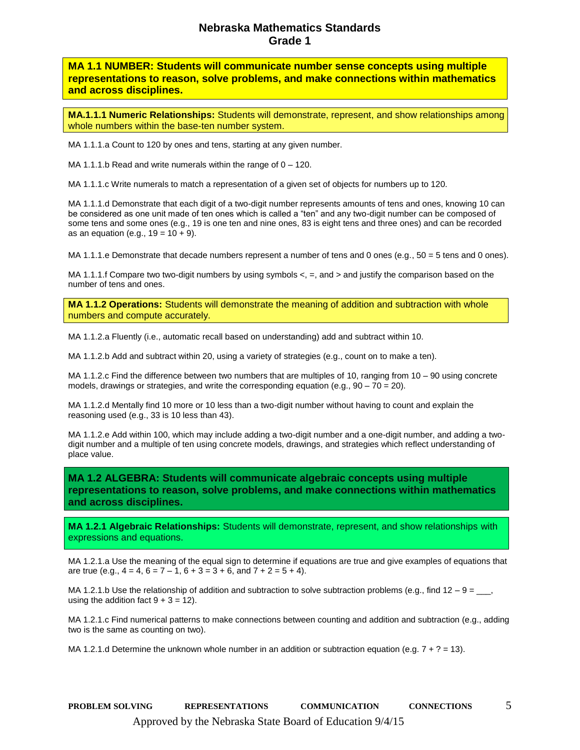# Nebraska Mathematics Standards
## Grade 1

**MA 1.1 NUMBER: Students will communicate number sense concepts using multiple representations to reason, solve problems, and make connections within mathematics and across disciplines.**

**MA.1.1.1 Numeric Relationships:** Students will demonstrate, represent, and show relationships among whole numbers within the base-ten number system.

MA 1.1.1.a Count to 120 by ones and tens, starting at any given number.

MA 1.1.1.b Read and write numerals within the range of 0 – 120.

MA 1.1.1.c Write numerals to match a representation of a given set of objects for numbers up to 120.

MA 1.1.1.d Demonstrate that each digit of a two-digit number represents amounts of tens and ones, knowing 10 can be considered as one unit made of ten ones which is called a "ten" and any two-digit number can be composed of some tens and some ones (e.g., 19 is one ten and nine ones, 83 is eight tens and three ones) and can be recorded as an equation (e.g., $19 = 10 + 9$).

MA 1.1.1.e Demonstrate that decade numbers represent a number of tens and 0 ones (e.g., 50 = 5 tens and 0 ones).

MA 1.1.1.f Compare two two-digit numbers by using symbols <, =, and > and justify the comparison based on the number of tens and ones.

**MA 1.1.2 Operations:** Students will demonstrate the meaning of addition and subtraction with whole numbers and compute accurately.

MA 1.1.2.a Fluently (i.e., automatic recall based on understanding) add and subtract within 10.

MA 1.1.2.b Add and subtract within 20, using a variety of strategies (e.g., count on to make a ten).

MA 1.1.2.c Find the difference between two numbers that are multiples of 10, ranging from 10 – 90 using concrete models, drawings or strategies, and write the corresponding equation (e.g., $90 – 70 = 20$).

MA 1.1.2.d Mentally find 10 more or 10 less than a two-digit number without having to count and explain the reasoning used (e.g., 33 is 10 less than 43).

MA 1.1.2.e Add within 100, which may include adding a two-digit number and a one-digit number, and adding a two-digit number and a multiple of ten using concrete models, drawings, and strategies which reflect understanding of place value.

**MA 1.2 ALGEBRA: Students will communicate algebraic concepts using multiple representations to reason, solve problems, and make connections within mathematics and across disciplines.**

**MA 1.2.1 Algebraic Relationships:** Students will demonstrate, represent, and show relationships with expressions and equations.

MA 1.2.1.a Use the meaning of the equal sign to determine if equations are true and give examples of equations that are true (e.g., $4 = 4$, $6 = 7 – 1$, $6 + 3 = 3 + 6$, and $7 + 2 = 5 + 4$).

MA 1.2.1.b Use the relationship of addition and subtraction to solve subtraction problems (e.g., find $12 – 9 =$ ___, using the addition fact $9 + 3 = 12$).

MA 1.2.1.c Find numerical patterns to make connections between counting and addition and subtraction (e.g., adding two is the same as counting on two).

MA 1.2.1.d Determine the unknown whole number in an addition or subtraction equation (e.g. $7 + ? = 13$).

PROBLEM SOLVING REPRESENTATIONS COMMUNICATION CONNECTIONS

Approved by the Nebraska State Board of Education 9/4/15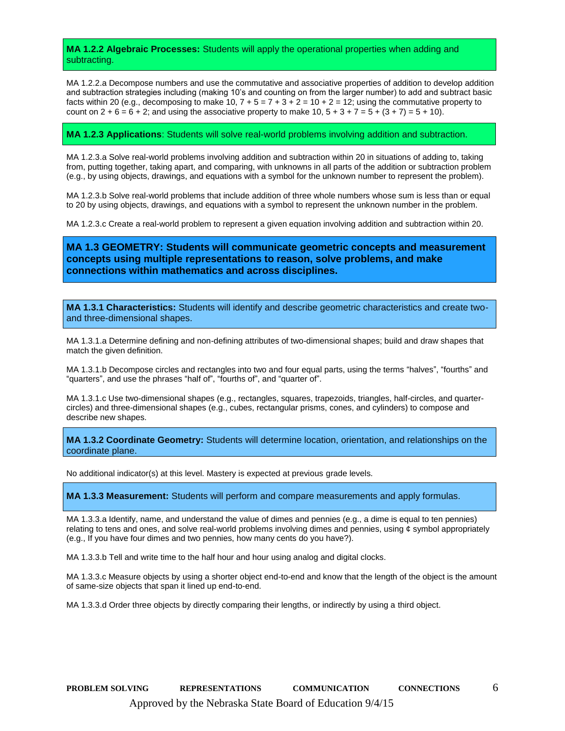**MA 1.2.2 Algebraic Processes:** Students will apply the operational properties when adding and subtracting.

MA 1.2.2.a Decompose numbers and use the commutative and associative properties of addition to develop addition and subtraction strategies including (making 10's and counting on from the larger number) to add and subtract basic facts within 20 (e.g., decomposing to make 10, $7 + 5 = 7 + 3 + 2 = 10 + 2 = 12$; using the commutative property to count on $2 + 6 = 6 + 2$; and using the associative property to make 10, $5 + 3 + 7 = 5 + (3 + 7) = 5 + 10$).

**MA 1.2.3 Applications**: Students will solve real-world problems involving addition and subtraction.

MA 1.2.3.a Solve real-world problems involving addition and subtraction within 20 in situations of adding to, taking from, putting together, taking apart, and comparing, with unknowns in all parts of the addition or subtraction problem (e.g., by using objects, drawings, and equations with a symbol for the unknown number to represent the problem).

MA 1.2.3.b Solve real-world problems that include addition of three whole numbers whose sum is less than or equal to 20 by using objects, drawings, and equations with a symbol to represent the unknown number in the problem.

MA 1.2.3.c Create a real-world problem to represent a given equation involving addition and subtraction within 20.

## MA 1.3 GEOMETRY: Students will communicate geometric concepts and measurement concepts using multiple representations to reason, solve problems, and make connections within mathematics and across disciplines.

**MA 1.3.1 Characteristics:** Students will identify and describe geometric characteristics and create two- and three-dimensional shapes.

MA 1.3.1.a Determine defining and non-defining attributes of two-dimensional shapes; build and draw shapes that match the given definition.

MA 1.3.1.b Decompose circles and rectangles into two and four equal parts, using the terms "halves", "fourths" and "quarters", and use the phrases "half of", "fourths of", and "quarter of".

MA 1.3.1.c Use two-dimensional shapes (e.g., rectangles, squares, trapezoids, triangles, half-circles, and quarter-circles) and three-dimensional shapes (e.g., cubes, rectangular prisms, cones, and cylinders) to compose and describe new shapes.

**MA 1.3.2 Coordinate Geometry:** Students will determine location, orientation, and relationships on the coordinate plane.

No additional indicator(s) at this level. Mastery is expected at previous grade levels.

**MA 1.3.3 Measurement:** Students will perform and compare measurements and apply formulas.

MA 1.3.3.a Identify, name, and understand the value of dimes and pennies (e.g., a dime is equal to ten pennies) relating to tens and ones, and solve real-world problems involving dimes and pennies, using ¢ symbol appropriately (e.g., If you have four dimes and two pennies, how many cents do you have?).

MA 1.3.3.b Tell and write time to the half hour and hour using analog and digital clocks.

MA 1.3.3.c Measure objects by using a shorter object end-to-end and know that the length of the object is the amount of same-size objects that span it lined up end-to-end.

MA 1.3.3.d Order three objects by directly comparing their lengths, or indirectly by using a third object.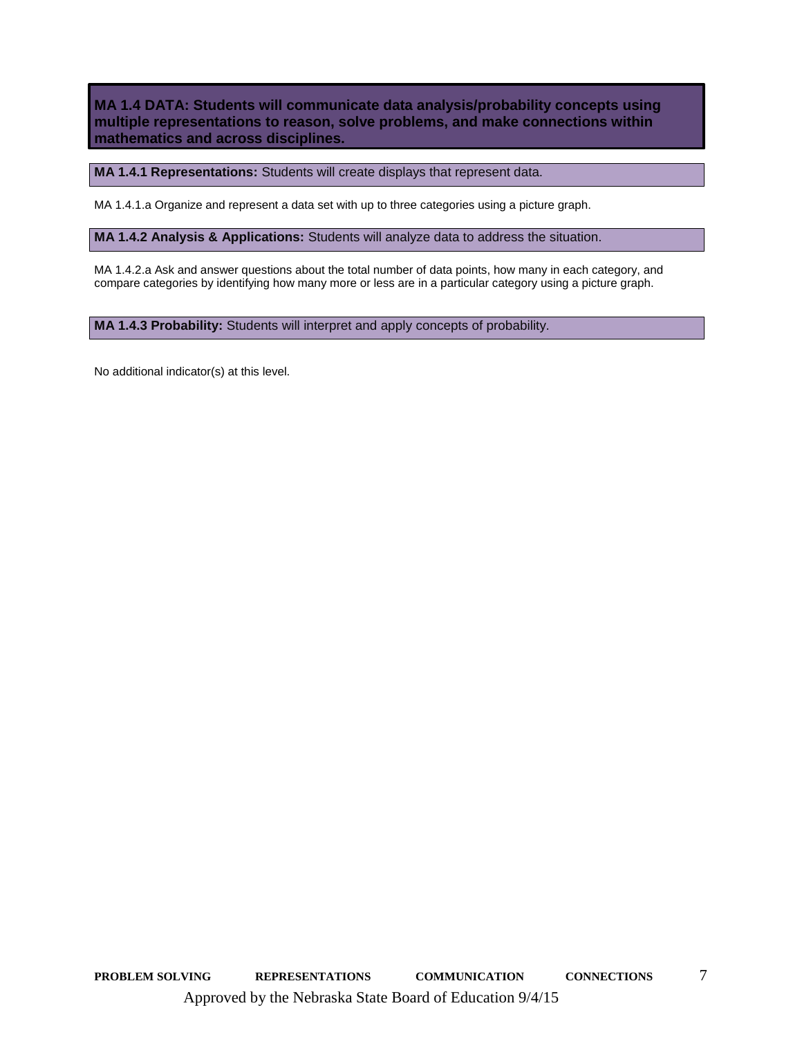## MA 1.4 DATA: Students will communicate data analysis/probability concepts using multiple representations to reason, solve problems, and make connections within mathematics and across disciplines.

**MA 1.4.1 Representations:** Students will create displays that represent data.

MA 1.4.1.a Organize and represent a data set with up to three categories using a picture graph.

**MA 1.4.2 Analysis & Applications:** Students will analyze data to address the situation.

MA 1.4.2.a Ask and answer questions about the total number of data points, how many in each category, and compare categories by identifying how many more or less are in a particular category using a picture graph.

**MA 1.4.3 Probability:** Students will interpret and apply concepts of probability.

No additional indicator(s) at this level.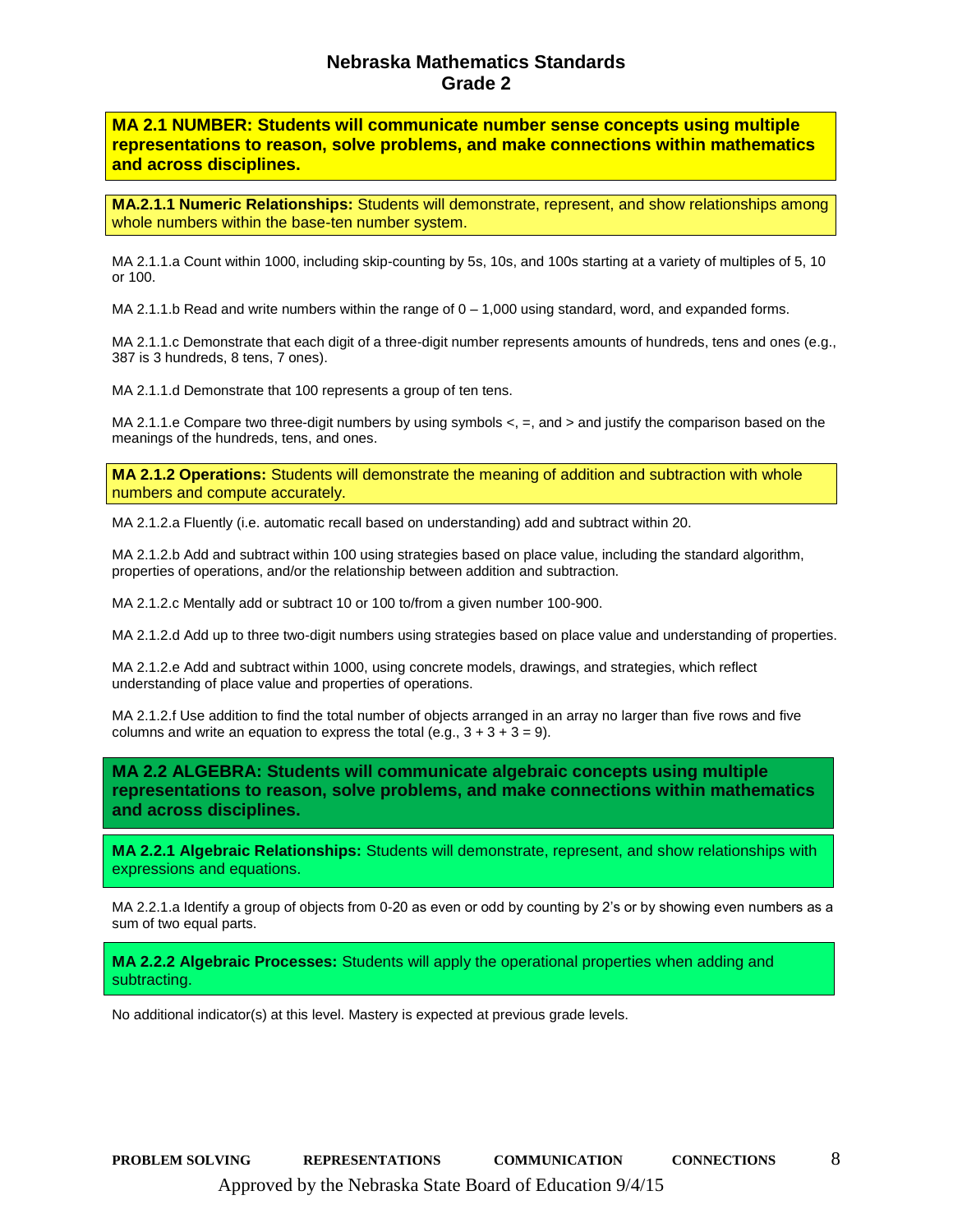# Nebraska Mathematics Standards
## Grade 2

**MA 2.1 NUMBER: Students will communicate number sense concepts using multiple representations to reason, solve problems, and make connections within mathematics and across disciplines.**

**MA.2.1.1 Numeric Relationships:** Students will demonstrate, represent, and show relationships among whole numbers within the base-ten number system.

MA 2.1.1.a Count within 1000, including skip-counting by 5s, 10s, and 100s starting at a variety of multiples of 5, 10 or 100.

MA 2.1.1.b Read and write numbers within the range of 0 – 1,000 using standard, word, and expanded forms.

MA 2.1.1.c Demonstrate that each digit of a three-digit number represents amounts of hundreds, tens and ones (e.g., 387 is 3 hundreds, 8 tens, 7 ones).

MA 2.1.1.d Demonstrate that 100 represents a group of ten tens.

MA 2.1.1.e Compare two three-digit numbers by using symbols <, =, and > and justify the comparison based on the meanings of the hundreds, tens, and ones.

**MA 2.1.2 Operations:** Students will demonstrate the meaning of addition and subtraction with whole numbers and compute accurately.

MA 2.1.2.a Fluently (i.e. automatic recall based on understanding) add and subtract within 20.

MA 2.1.2.b Add and subtract within 100 using strategies based on place value, including the standard algorithm, properties of operations, and/or the relationship between addition and subtraction.

MA 2.1.2.c Mentally add or subtract 10 or 100 to/from a given number 100-900.

MA 2.1.2.d Add up to three two-digit numbers using strategies based on place value and understanding of properties.

MA 2.1.2.e Add and subtract within 1000, using concrete models, drawings, and strategies, which reflect understanding of place value and properties of operations.

MA 2.1.2.f Use addition to find the total number of objects arranged in an array no larger than five rows and five columns and write an equation to express the total (e.g., $3 + 3 + 3 = 9$).

**MA 2.2 ALGEBRA: Students will communicate algebraic concepts using multiple representations to reason, solve problems, and make connections within mathematics and across disciplines.**

**MA 2.2.1 Algebraic Relationships:** Students will demonstrate, represent, and show relationships with expressions and equations.

MA 2.2.1.a Identify a group of objects from 0-20 as even or odd by counting by 2's or by showing even numbers as a sum of two equal parts.

**MA 2.2.2 Algebraic Processes:** Students will apply the operational properties when adding and subtracting.

No additional indicator(s) at this level. Mastery is expected at previous grade levels.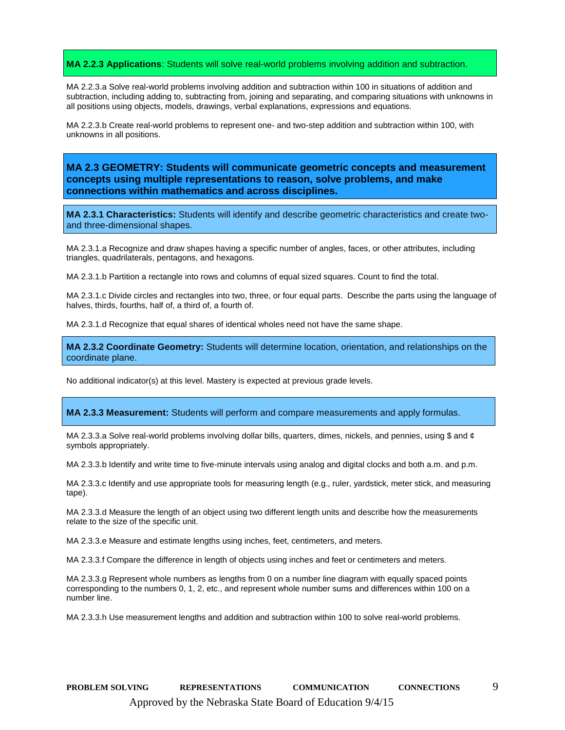**MA 2.2.3 Applications**: Students will solve real-world problems involving addition and subtraction.

MA 2.2.3.a Solve real-world problems involving addition and subtraction within 100 in situations of addition and subtraction, including adding to, subtracting from, joining and separating, and comparing situations with unknowns in all positions using objects, models, drawings, verbal explanations, expressions and equations.

MA 2.2.3.b Create real-world problems to represent one- and two-step addition and subtraction within 100, with unknowns in all positions.

## MA 2.3 GEOMETRY: Students will communicate geometric concepts and measurement concepts using multiple representations to reason, solve problems, and make connections within mathematics and across disciplines.

**MA 2.3.1 Characteristics:** Students will identify and describe geometric characteristics and create two- and three-dimensional shapes.

MA 2.3.1.a Recognize and draw shapes having a specific number of angles, faces, or other attributes, including triangles, quadrilaterals, pentagons, and hexagons.

MA 2.3.1.b Partition a rectangle into rows and columns of equal sized squares. Count to find the total.

MA 2.3.1.c Divide circles and rectangles into two, three, or four equal parts. Describe the parts using the language of halves, thirds, fourths, half of, a third of, a fourth of.

MA 2.3.1.d Recognize that equal shares of identical wholes need not have the same shape.

**MA 2.3.2 Coordinate Geometry:** Students will determine location, orientation, and relationships on the coordinate plane.

No additional indicator(s) at this level. Mastery is expected at previous grade levels.

**MA 2.3.3 Measurement:** Students will perform and compare measurements and apply formulas.

MA 2.3.3.a Solve real-world problems involving dollar bills, quarters, dimes, nickels, and pennies, using $ and ¢ symbols appropriately.

MA 2.3.3.b Identify and write time to five-minute intervals using analog and digital clocks and both a.m. and p.m.

MA 2.3.3.c Identify and use appropriate tools for measuring length (e.g., ruler, yardstick, meter stick, and measuring tape).

MA 2.3.3.d Measure the length of an object using two different length units and describe how the measurements relate to the size of the specific unit.

MA 2.3.3.e Measure and estimate lengths using inches, feet, centimeters, and meters.

MA 2.3.3.f Compare the difference in length of objects using inches and feet or centimeters and meters.

MA 2.3.3.g Represent whole numbers as lengths from 0 on a number line diagram with equally spaced points corresponding to the numbers 0, 1, 2, etc., and represent whole number sums and differences within 100 on a number line.

MA 2.3.3.h Use measurement lengths and addition and subtraction within 100 to solve real-world problems.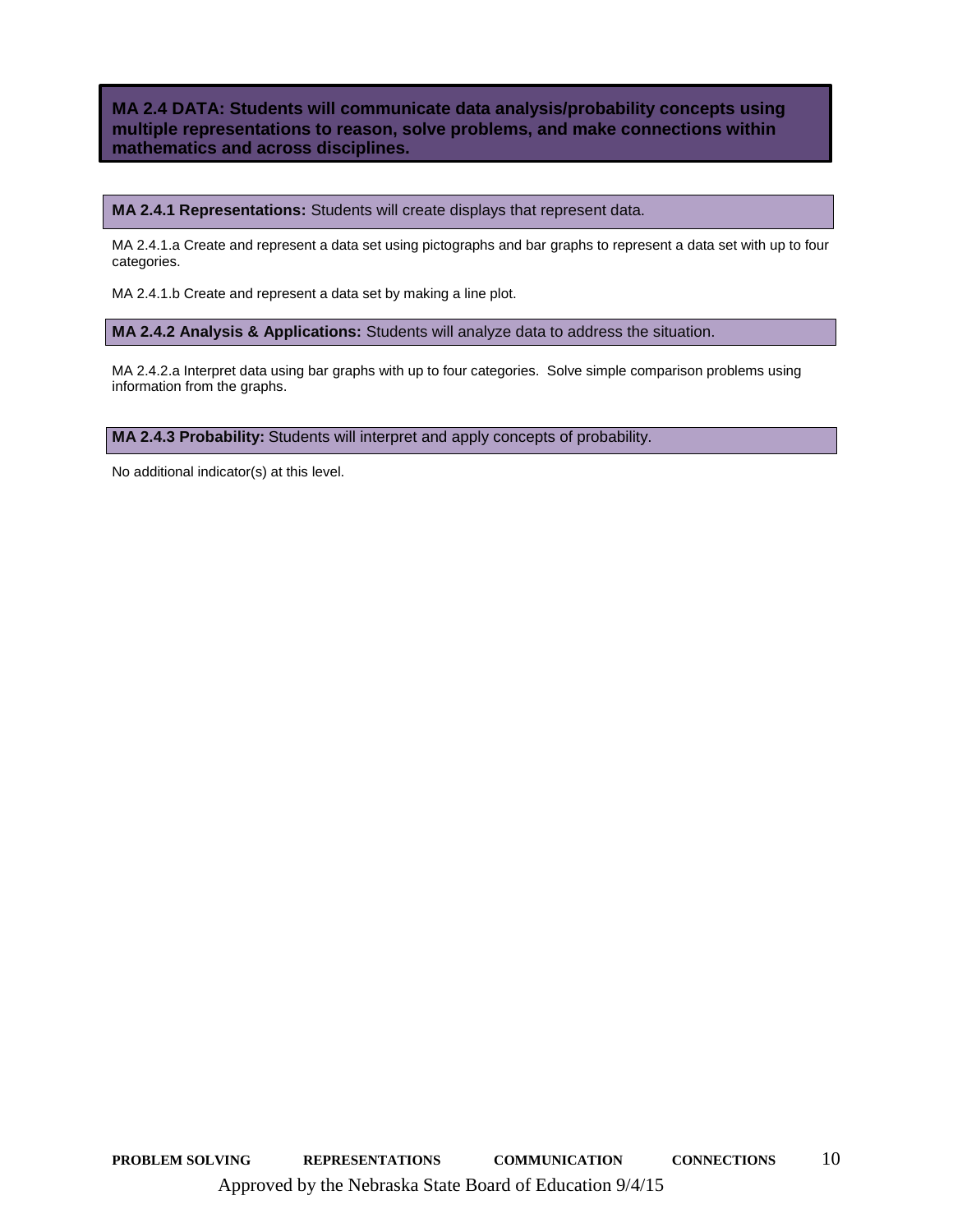## MA 2.4 DATA: Students will communicate data analysis/probability concepts using multiple representations to reason, solve problems, and make connections within mathematics and across disciplines.

### **MA 2.4.1 Representations:** Students will create displays that represent data.

MA 2.4.1.a Create and represent a data set using pictographs and bar graphs to represent a data set with up to four categories.

MA 2.4.1.b Create and represent a data set by making a line plot.

### **MA 2.4.2 Analysis & Applications:** Students will analyze data to address the situation.

MA 2.4.2.a Interpret data using bar graphs with up to four categories. Solve simple comparison problems using information from the graphs.

### **MA 2.4.3 Probability:** Students will interpret and apply concepts of probability.

No additional indicator(s) at this level.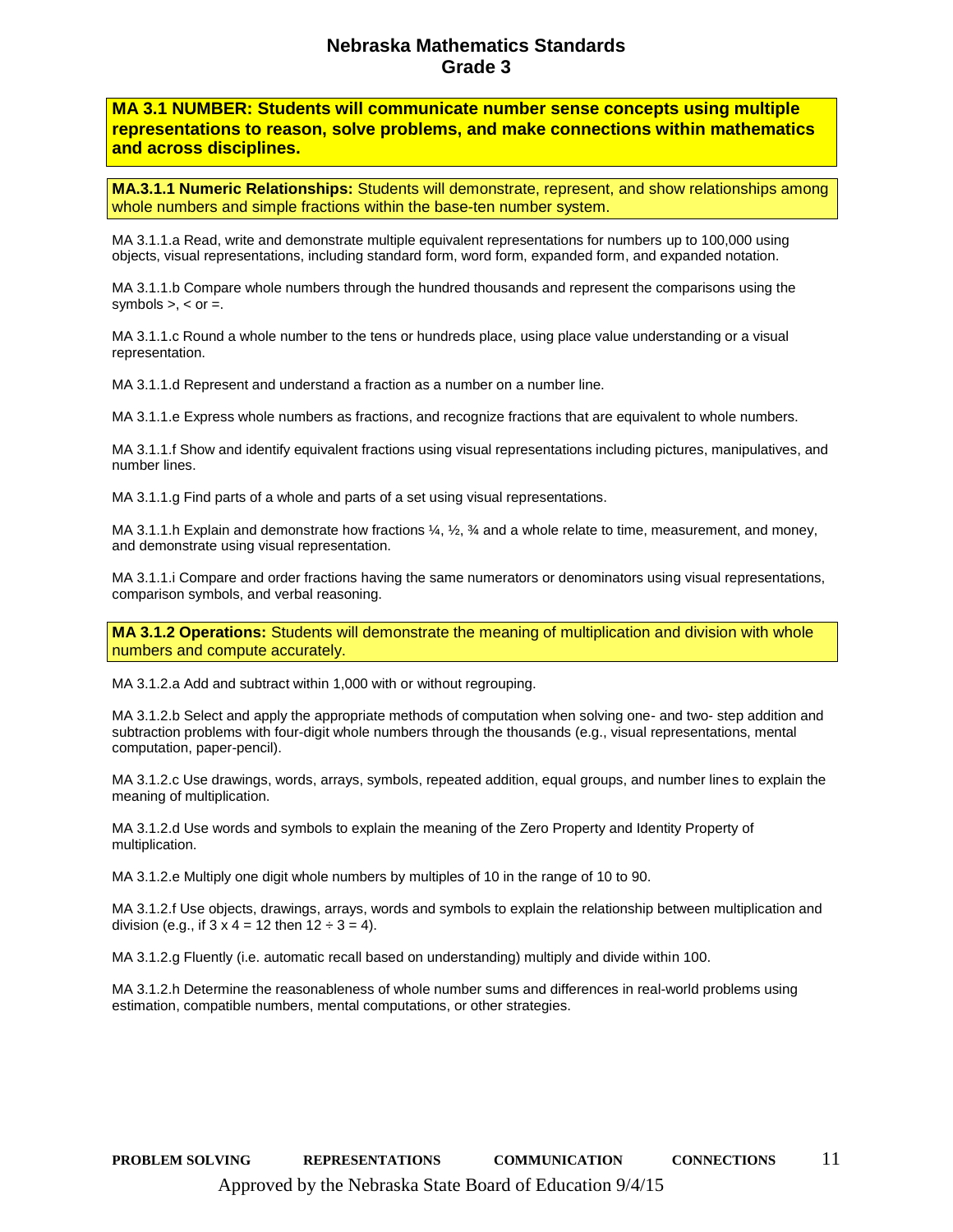# Nebraska Mathematics Standards
## Grade 3

**MA 3.1 NUMBER: Students will communicate number sense concepts using multiple representations to reason, solve problems, and make connections within mathematics and across disciplines.**

**MA.3.1.1 Numeric Relationships:** Students will demonstrate, represent, and show relationships among whole numbers and simple fractions within the base-ten number system.

MA 3.1.1.a Read, write and demonstrate multiple equivalent representations for numbers up to 100,000 using objects, visual representations, including standard form, word form, expanded form, and expanded notation.

MA 3.1.1.b Compare whole numbers through the hundred thousands and represent the comparisons using the symbols >, < or =.

MA 3.1.1.c Round a whole number to the tens or hundreds place, using place value understanding or a visual representation.

MA 3.1.1.d Represent and understand a fraction as a number on a number line.

MA 3.1.1.e Express whole numbers as fractions, and recognize fractions that are equivalent to whole numbers.

MA 3.1.1.f Show and identify equivalent fractions using visual representations including pictures, manipulatives, and number lines.

MA 3.1.1.g Find parts of a whole and parts of a set using visual representations.

MA 3.1.1.h Explain and demonstrate how fractions ¼, ½, ¾ and a whole relate to time, measurement, and money, and demonstrate using visual representation.

MA 3.1.1.i Compare and order fractions having the same numerators or denominators using visual representations, comparison symbols, and verbal reasoning.

**MA 3.1.2 Operations:** Students will demonstrate the meaning of multiplication and division with whole numbers and compute accurately.

MA 3.1.2.a Add and subtract within 1,000 with or without regrouping.

MA 3.1.2.b Select and apply the appropriate methods of computation when solving one- and two- step addition and subtraction problems with four-digit whole numbers through the thousands (e.g., visual representations, mental computation, paper-pencil).

MA 3.1.2.c Use drawings, words, arrays, symbols, repeated addition, equal groups, and number lines to explain the meaning of multiplication.

MA 3.1.2.d Use words and symbols to explain the meaning of the Zero Property and Identity Property of multiplication.

MA 3.1.2.e Multiply one digit whole numbers by multiples of 10 in the range of 10 to 90.

MA 3.1.2.f Use objects, drawings, arrays, words and symbols to explain the relationship between multiplication and division (e.g., if $3 \times 4 = 12$ then $12 \div 3 = 4$).

MA 3.1.2.g Fluently (i.e. automatic recall based on understanding) multiply and divide within 100.

MA 3.1.2.h Determine the reasonableness of whole number sums and differences in real-world problems using estimation, compatible numbers, mental computations, or other strategies.

PROBLEM SOLVING REPRESENTATIONS COMMUNICATION CONNECTIONS

Approved by the Nebraska State Board of Education 9/4/15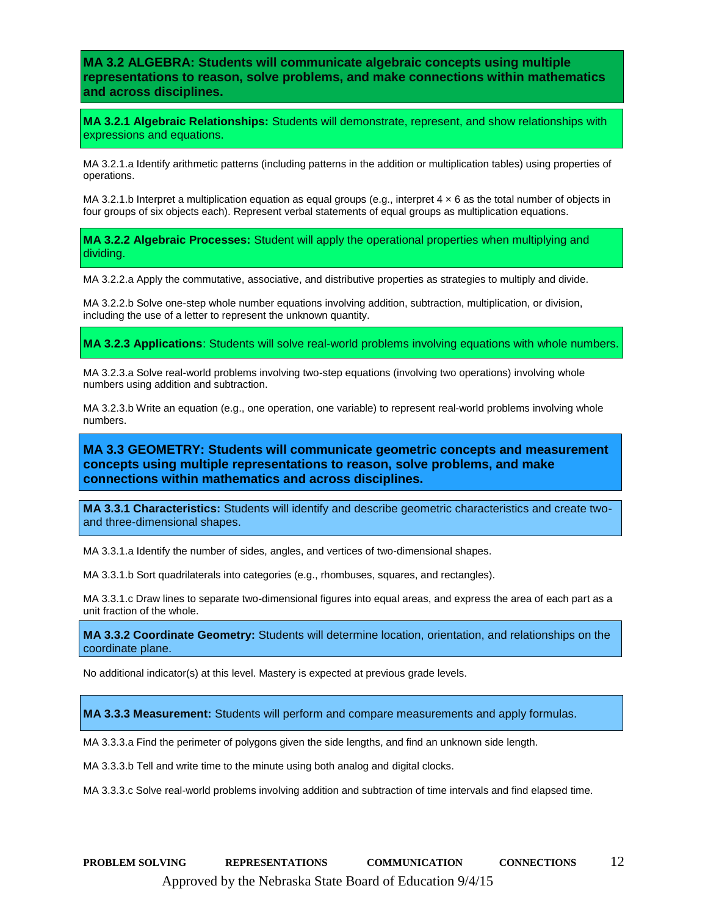## MA 3.2 ALGEBRA: Students will communicate algebraic concepts using multiple representations to reason, solve problems, and make connections within mathematics and across disciplines.

### **MA 3.2.1 Algebraic Relationships:** Students will demonstrate, represent, and show relationships with expressions and equations.

MA 3.2.1.a Identify arithmetic patterns (including patterns in the addition or multiplication tables) using properties of operations.

MA 3.2.1.b Interpret a multiplication equation as equal groups (e.g., interpret $4 \times 6$ as the total number of objects in four groups of six objects each). Represent verbal statements of equal groups as multiplication equations.

### **MA 3.2.2 Algebraic Processes:** Student will apply the operational properties when multiplying and dividing.

MA 3.2.2.a Apply the commutative, associative, and distributive properties as strategies to multiply and divide.

MA 3.2.2.b Solve one-step whole number equations involving addition, subtraction, multiplication, or division, including the use of a letter to represent the unknown quantity.

### **MA 3.2.3 Applications**: Students will solve real-world problems involving equations with whole numbers.

MA 3.2.3.a Solve real-world problems involving two-step equations (involving two operations) involving whole numbers using addition and subtraction.

MA 3.2.3.b Write an equation (e.g., one operation, one variable) to represent real-world problems involving whole numbers.

## MA 3.3 GEOMETRY: Students will communicate geometric concepts and measurement concepts using multiple representations to reason, solve problems, and make connections within mathematics and across disciplines.

### **MA 3.3.1 Characteristics:** Students will identify and describe geometric characteristics and create two- and three-dimensional shapes.

MA 3.3.1.a Identify the number of sides, angles, and vertices of two-dimensional shapes.

MA 3.3.1.b Sort quadrilaterals into categories (e.g., rhombuses, squares, and rectangles).

MA 3.3.1.c Draw lines to separate two-dimensional figures into equal areas, and express the area of each part as a unit fraction of the whole.

### **MA 3.3.2 Coordinate Geometry:** Students will determine location, orientation, and relationships on the coordinate plane.

No additional indicator(s) at this level. Mastery is expected at previous grade levels.

### **MA 3.3.3 Measurement:** Students will perform and compare measurements and apply formulas.

MA 3.3.3.a Find the perimeter of polygons given the side lengths, and find an unknown side length.

MA 3.3.3.b Tell and write time to the minute using both analog and digital clocks.

MA 3.3.3.c Solve real-world problems involving addition and subtraction of time intervals and find elapsed time.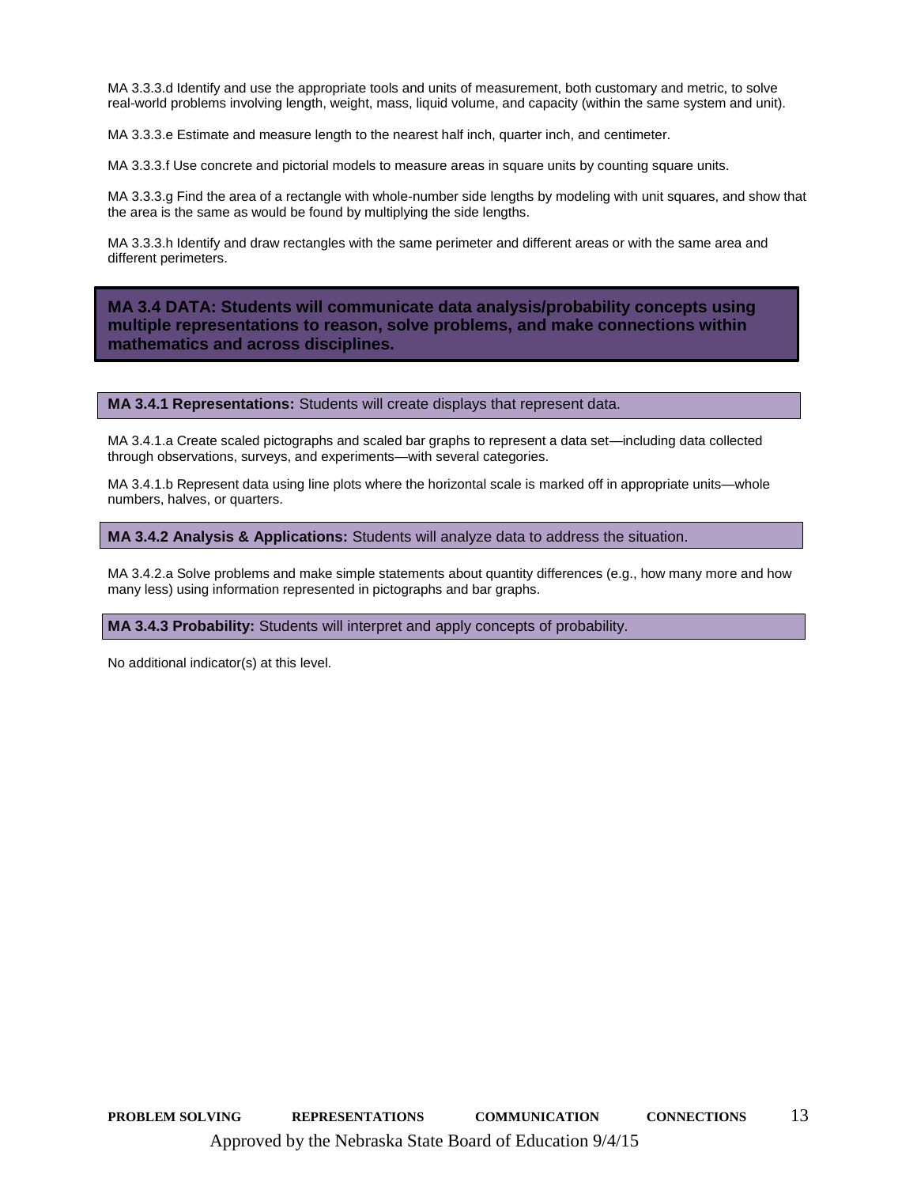MA 3.3.3.d Identify and use the appropriate tools and units of measurement, both customary and metric, to solve real-world problems involving length, weight, mass, liquid volume, and capacity (within the same system and unit).

MA 3.3.3.e Estimate and measure length to the nearest half inch, quarter inch, and centimeter.

MA 3.3.3.f Use concrete and pictorial models to measure areas in square units by counting square units.

MA 3.3.3.g Find the area of a rectangle with whole-number side lengths by modeling with unit squares, and show that the area is the same as would be found by multiplying the side lengths.

MA 3.3.3.h Identify and draw rectangles with the same perimeter and different areas or with the same area and different perimeters.

## MA 3.4 DATA: Students will communicate data analysis/probability concepts using multiple representations to reason, solve problems, and make connections within mathematics and across disciplines.

### MA 3.4.1 Representations: Students will create displays that represent data.

MA 3.4.1.a Create scaled pictographs and scaled bar graphs to represent a data set—including data collected through observations, surveys, and experiments—with several categories.

MA 3.4.1.b Represent data using line plots where the horizontal scale is marked off in appropriate units—whole numbers, halves, or quarters.

### MA 3.4.2 Analysis & Applications: Students will analyze data to address the situation.

MA 3.4.2.a Solve problems and make simple statements about quantity differences (e.g., how many more and how many less) using information represented in pictographs and bar graphs.

### MA 3.4.3 Probability: Students will interpret and apply concepts of probability.

No additional indicator(s) at this level.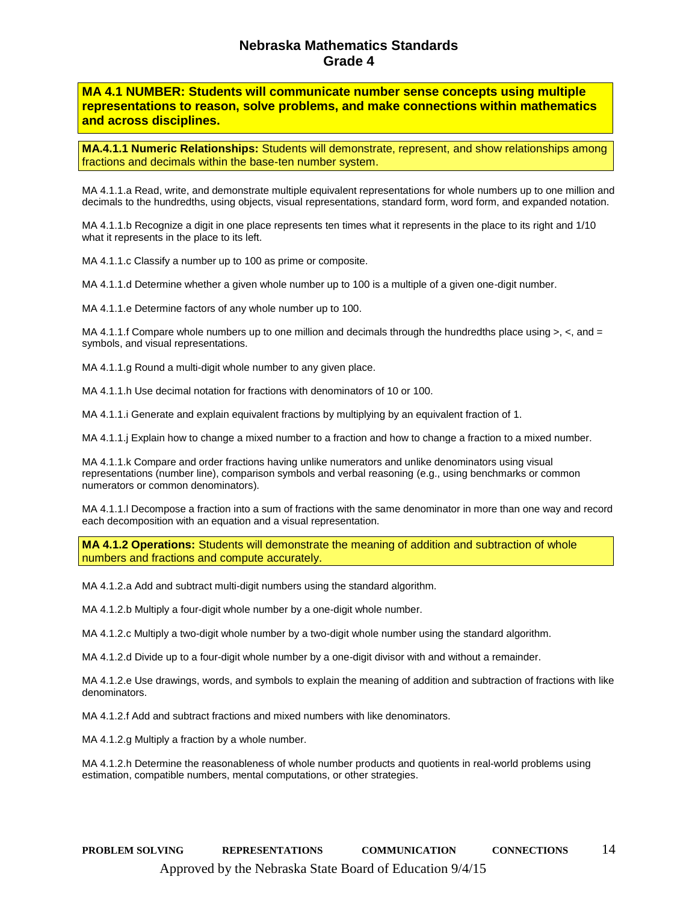# Nebraska Mathematics Standards
## Grade 4

**MA 4.1 NUMBER: Students will communicate number sense concepts using multiple representations to reason, solve problems, and make connections within mathematics and across disciplines.**

**MA.4.1.1 Numeric Relationships:** Students will demonstrate, represent, and show relationships among fractions and decimals within the base-ten number system.

MA 4.1.1.a Read, write, and demonstrate multiple equivalent representations for whole numbers up to one million and decimals to the hundredths, using objects, visual representations, standard form, word form, and expanded notation.

MA 4.1.1.b Recognize a digit in one place represents ten times what it represents in the place to its right and 1/10 what it represents in the place to its left.

MA 4.1.1.c Classify a number up to 100 as prime or composite.

MA 4.1.1.d Determine whether a given whole number up to 100 is a multiple of a given one-digit number.

MA 4.1.1.e Determine factors of any whole number up to 100.

MA 4.1.1.f Compare whole numbers up to one million and decimals through the hundredths place using >, <, and = symbols, and visual representations.

MA 4.1.1.g Round a multi-digit whole number to any given place.

MA 4.1.1.h Use decimal notation for fractions with denominators of 10 or 100.

MA 4.1.1.i Generate and explain equivalent fractions by multiplying by an equivalent fraction of 1.

MA 4.1.1.j Explain how to change a mixed number to a fraction and how to change a fraction to a mixed number.

MA 4.1.1.k Compare and order fractions having unlike numerators and unlike denominators using visual representations (number line), comparison symbols and verbal reasoning (e.g., using benchmarks or common numerators or common denominators).

MA 4.1.1.l Decompose a fraction into a sum of fractions with the same denominator in more than one way and record each decomposition with an equation and a visual representation.

**MA 4.1.2 Operations:** Students will demonstrate the meaning of addition and subtraction of whole numbers and fractions and compute accurately.

MA 4.1.2.a Add and subtract multi-digit numbers using the standard algorithm.

MA 4.1.2.b Multiply a four-digit whole number by a one-digit whole number.

MA 4.1.2.c Multiply a two-digit whole number by a two-digit whole number using the standard algorithm.

MA 4.1.2.d Divide up to a four-digit whole number by a one-digit divisor with and without a remainder.

MA 4.1.2.e Use drawings, words, and symbols to explain the meaning of addition and subtraction of fractions with like denominators.

MA 4.1.2.f Add and subtract fractions and mixed numbers with like denominators.

MA 4.1.2.g Multiply a fraction by a whole number.

MA 4.1.2.h Determine the reasonableness of whole number products and quotients in real-world problems using estimation, compatible numbers, mental computations, or other strategies.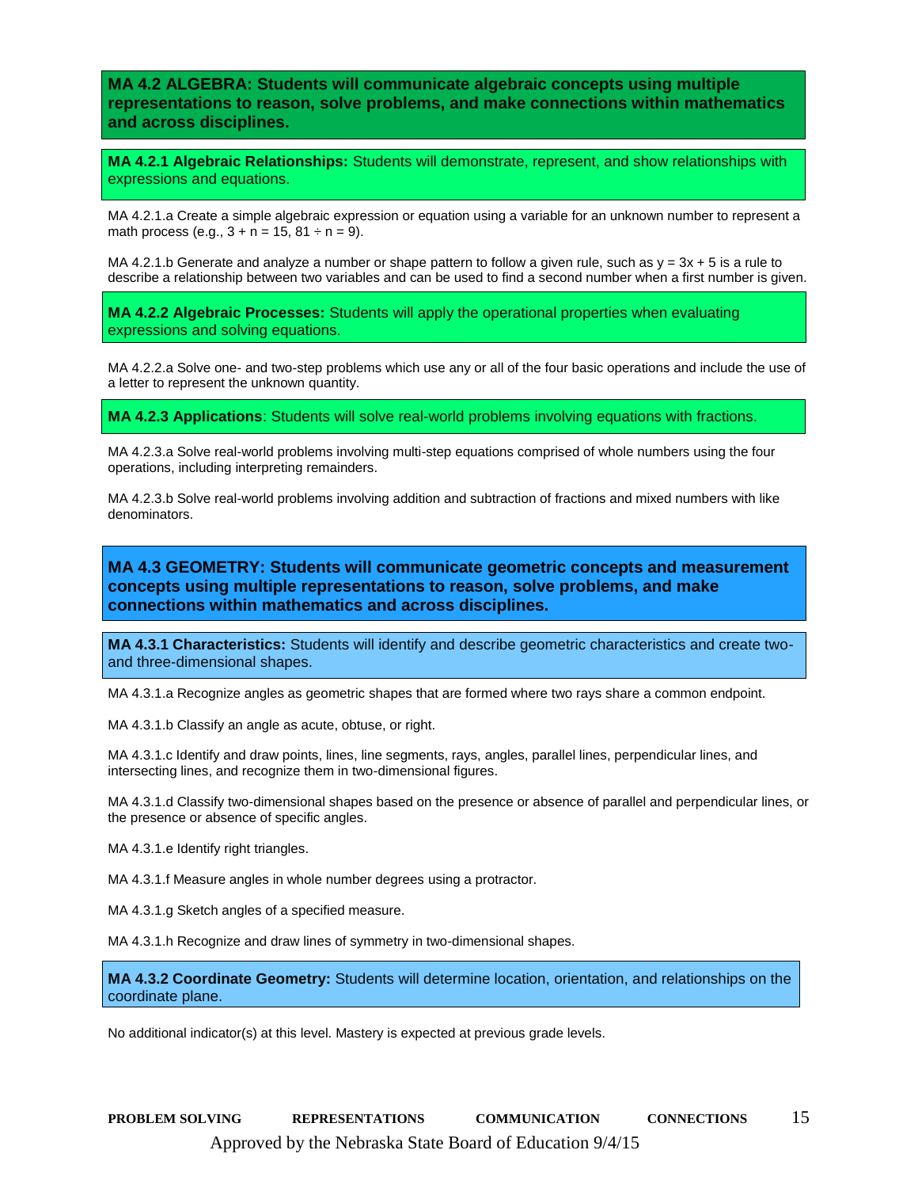## MA 4.2 ALGEBRA: Students will communicate algebraic concepts using multiple representations to reason, solve problems, and make connections within mathematics and across disciplines.

### MA 4.2.1 Algebraic Relationships: Students will demonstrate, represent, and show relationships with expressions and equations.

MA 4.2.1.a Create a simple algebraic expression or equation using a variable for an unknown number to represent a math process (e.g., $3 + n = 15$, $81 \div n = 9$).

MA 4.2.1.b Generate and analyze a number or shape pattern to follow a given rule, such as $y = 3x + 5$ is a rule to describe a relationship between two variables and can be used to find a second number when a first number is given.

### MA 4.2.2 Algebraic Processes: Students will apply the operational properties when evaluating expressions and solving equations.

MA 4.2.2.a Solve one- and two-step problems which use any or all of the four basic operations and include the use of a letter to represent the unknown quantity.

### MA 4.2.3 Applications: Students will solve real-world problems involving equations with fractions.

MA 4.2.3.a Solve real-world problems involving multi-step equations comprised of whole numbers using the four operations, including interpreting remainders.

MA 4.2.3.b Solve real-world problems involving addition and subtraction of fractions and mixed numbers with like denominators.

## MA 4.3 GEOMETRY: Students will communicate geometric concepts and measurement concepts using multiple representations to reason, solve problems, and make connections within mathematics and across disciplines.

### MA 4.3.1 Characteristics: Students will identify and describe geometric characteristics and create two- and three-dimensional shapes.

MA 4.3.1.a Recognize angles as geometric shapes that are formed where two rays share a common endpoint.

MA 4.3.1.b Classify an angle as acute, obtuse, or right.

MA 4.3.1.c Identify and draw points, lines, line segments, rays, angles, parallel lines, perpendicular lines, and intersecting lines, and recognize them in two-dimensional figures.

MA 4.3.1.d Classify two-dimensional shapes based on the presence or absence of parallel and perpendicular lines, or the presence or absence of specific angles.

MA 4.3.1.e Identify right triangles.

MA 4.3.1.f Measure angles in whole number degrees using a protractor.

MA 4.3.1.g Sketch angles of a specified measure.

MA 4.3.1.h Recognize and draw lines of symmetry in two-dimensional shapes.

### MA 4.3.2 Coordinate Geometry: Students will determine location, orientation, and relationships on the coordinate plane.

No additional indicator(s) at this level. Mastery is expected at previous grade levels.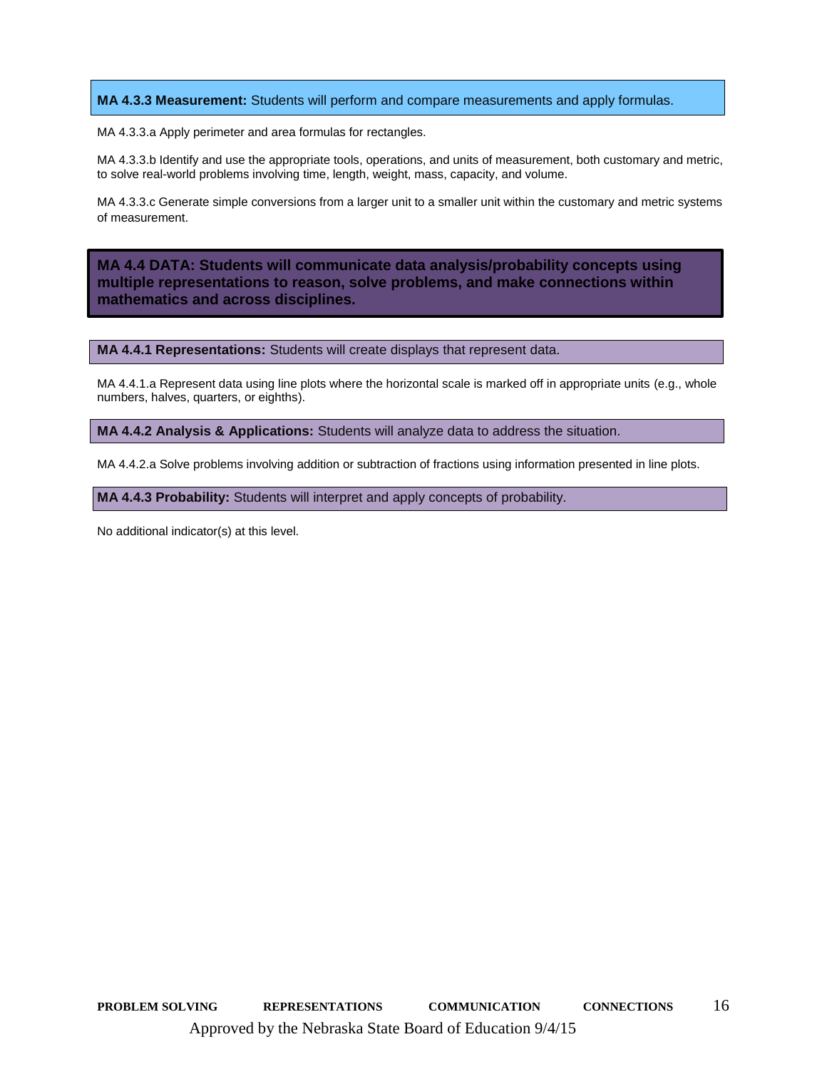**MA 4.3.3 Measurement:** Students will perform and compare measurements and apply formulas.

MA 4.3.3.a Apply perimeter and area formulas for rectangles.

MA 4.3.3.b Identify and use the appropriate tools, operations, and units of measurement, both customary and metric, to solve real-world problems involving time, length, weight, mass, capacity, and volume.

MA 4.3.3.c Generate simple conversions from a larger unit to a smaller unit within the customary and metric systems of measurement.

## MA 4.4 DATA: Students will communicate data analysis/probability concepts using multiple representations to reason, solve problems, and make connections within mathematics and across disciplines.

**MA 4.4.1 Representations:** Students will create displays that represent data.

MA 4.4.1.a Represent data using line plots where the horizontal scale is marked off in appropriate units (e.g., whole numbers, halves, quarters, or eighths).

**MA 4.4.2 Analysis & Applications:** Students will analyze data to address the situation.

MA 4.4.2.a Solve problems involving addition or subtraction of fractions using information presented in line plots.

**MA 4.4.3 Probability:** Students will interpret and apply concepts of probability.

No additional indicator(s) at this level.

PROBLEM SOLVING REPRESENTATIONS COMMUNICATION CONNECTIONS

Approved by the Nebraska State Board of Education 9/4/15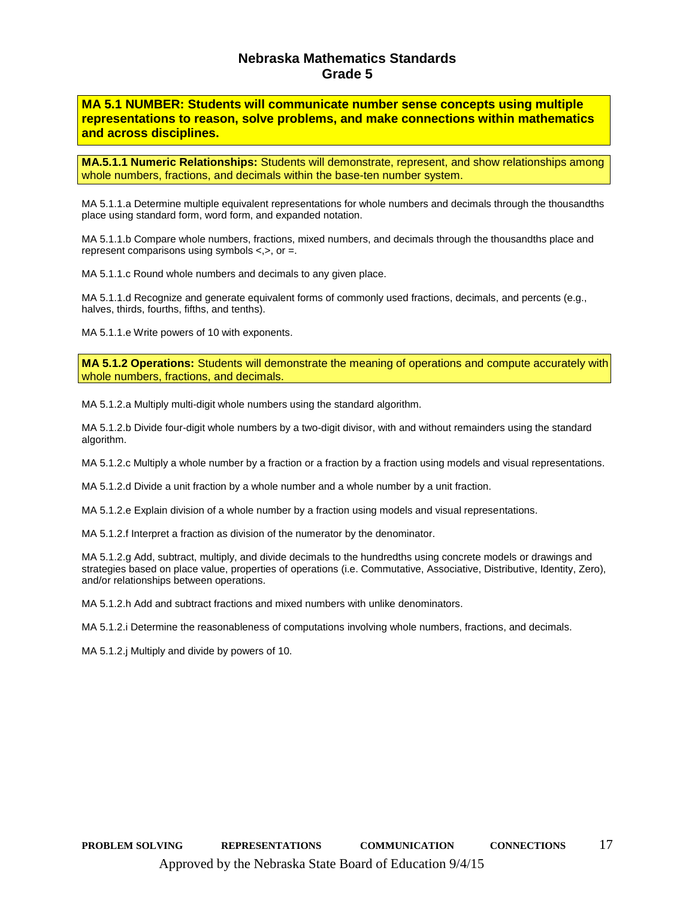# Nebraska Mathematics Standards
## Grade 5

**MA 5.1 NUMBER: Students will communicate number sense concepts using multiple representations to reason, solve problems, and make connections within mathematics and across disciplines.**

**MA.5.1.1 Numeric Relationships:** Students will demonstrate, represent, and show relationships among whole numbers, fractions, and decimals within the base-ten number system.

MA 5.1.1.a Determine multiple equivalent representations for whole numbers and decimals through the thousandths place using standard form, word form, and expanded notation.

MA 5.1.1.b Compare whole numbers, fractions, mixed numbers, and decimals through the thousandths place and represent comparisons using symbols <,>, or =.

MA 5.1.1.c Round whole numbers and decimals to any given place.

MA 5.1.1.d Recognize and generate equivalent forms of commonly used fractions, decimals, and percents (e.g., halves, thirds, fourths, fifths, and tenths).

MA 5.1.1.e Write powers of 10 with exponents.

**MA 5.1.2 Operations:** Students will demonstrate the meaning of operations and compute accurately with whole numbers, fractions, and decimals.

MA 5.1.2.a Multiply multi-digit whole numbers using the standard algorithm.

MA 5.1.2.b Divide four-digit whole numbers by a two-digit divisor, with and without remainders using the standard algorithm.

MA 5.1.2.c Multiply a whole number by a fraction or a fraction by a fraction using models and visual representations.

MA 5.1.2.d Divide a unit fraction by a whole number and a whole number by a unit fraction.

MA 5.1.2.e Explain division of a whole number by a fraction using models and visual representations.

MA 5.1.2.f Interpret a fraction as division of the numerator by the denominator.

MA 5.1.2.g Add, subtract, multiply, and divide decimals to the hundredths using concrete models or drawings and strategies based on place value, properties of operations (i.e. Commutative, Associative, Distributive, Identity, Zero), and/or relationships between operations.

MA 5.1.2.h Add and subtract fractions and mixed numbers with unlike denominators.

MA 5.1.2.i Determine the reasonableness of computations involving whole numbers, fractions, and decimals.

MA 5.1.2.j Multiply and divide by powers of 10.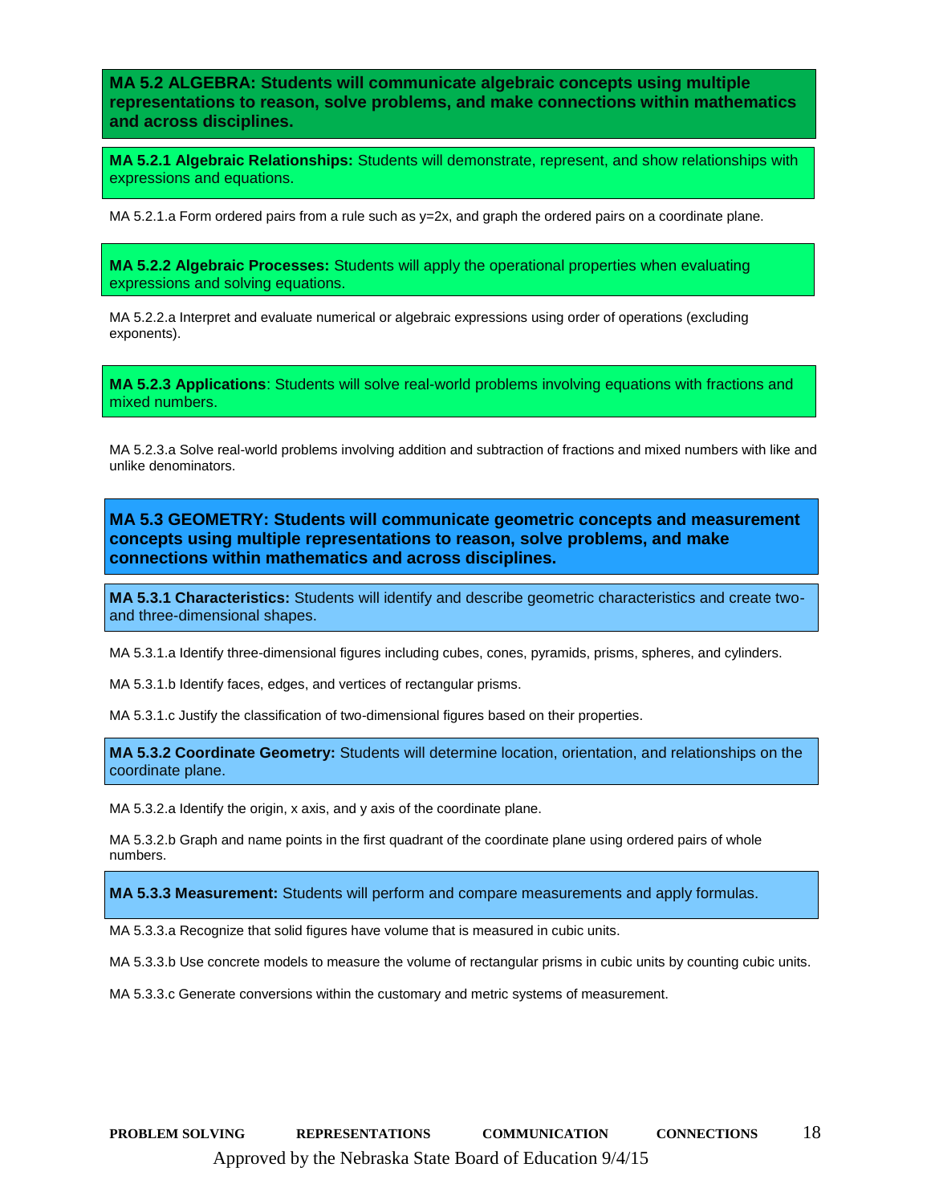## MA 5.2 ALGEBRA: Students will communicate algebraic concepts using multiple representations to reason, solve problems, and make connections within mathematics and across disciplines.

### MA 5.2.1 Algebraic Relationships: Students will demonstrate, represent, and show relationships with expressions and equations.

MA 5.2.1.a Form ordered pairs from a rule such as $y=2x$, and graph the ordered pairs on a coordinate plane.

### MA 5.2.2 Algebraic Processes: Students will apply the operational properties when evaluating expressions and solving equations.

MA 5.2.2.a Interpret and evaluate numerical or algebraic expressions using order of operations (excluding exponents).

### MA 5.2.3 Applications: Students will solve real-world problems involving equations with fractions and mixed numbers.

MA 5.2.3.a Solve real-world problems involving addition and subtraction of fractions and mixed numbers with like and unlike denominators.

## MA 5.3 GEOMETRY: Students will communicate geometric concepts and measurement concepts using multiple representations to reason, solve problems, and make connections within mathematics and across disciplines.

### MA 5.3.1 Characteristics: Students will identify and describe geometric characteristics and create two- and three-dimensional shapes.

MA 5.3.1.a Identify three-dimensional figures including cubes, cones, pyramids, prisms, spheres, and cylinders.

MA 5.3.1.b Identify faces, edges, and vertices of rectangular prisms.

MA 5.3.1.c Justify the classification of two-dimensional figures based on their properties.

### MA 5.3.2 Coordinate Geometry: Students will determine location, orientation, and relationships on the coordinate plane.

MA 5.3.2.a Identify the origin, x axis, and y axis of the coordinate plane.

MA 5.3.2.b Graph and name points in the first quadrant of the coordinate plane using ordered pairs of whole numbers.

### MA 5.3.3 Measurement: Students will perform and compare measurements and apply formulas.

MA 5.3.3.a Recognize that solid figures have volume that is measured in cubic units.

MA 5.3.3.b Use concrete models to measure the volume of rectangular prisms in cubic units by counting cubic units.

MA 5.3.3.c Generate conversions within the customary and metric systems of measurement.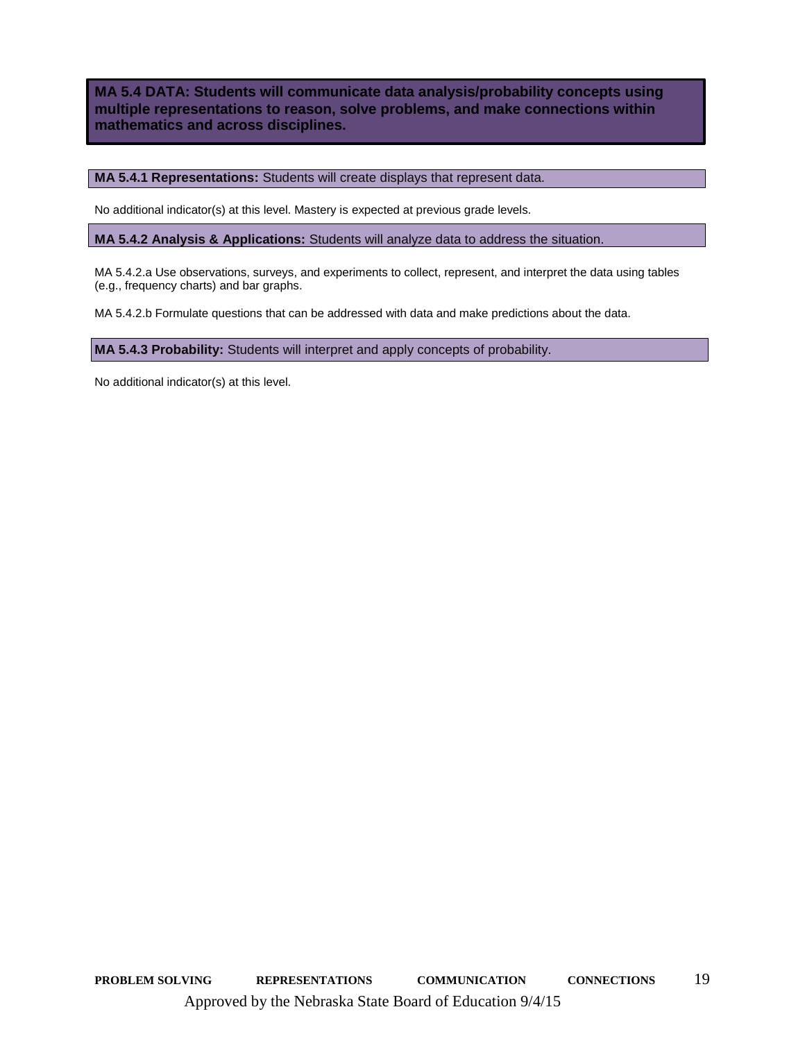## MA 5.4 DATA: Students will communicate data analysis/probability concepts using multiple representations to reason, solve problems, and make connections within mathematics and across disciplines.

### **MA 5.4.1 Representations:** Students will create displays that represent data.

No additional indicator(s) at this level. Mastery is expected at previous grade levels.

### **MA 5.4.2 Analysis & Applications:** Students will analyze data to address the situation.

MA 5.4.2.a Use observations, surveys, and experiments to collect, represent, and interpret the data using tables (e.g., frequency charts) and bar graphs.

MA 5.4.2.b Formulate questions that can be addressed with data and make predictions about the data.

### **MA 5.4.3 Probability:** Students will interpret and apply concepts of probability.

No additional indicator(s) at this level.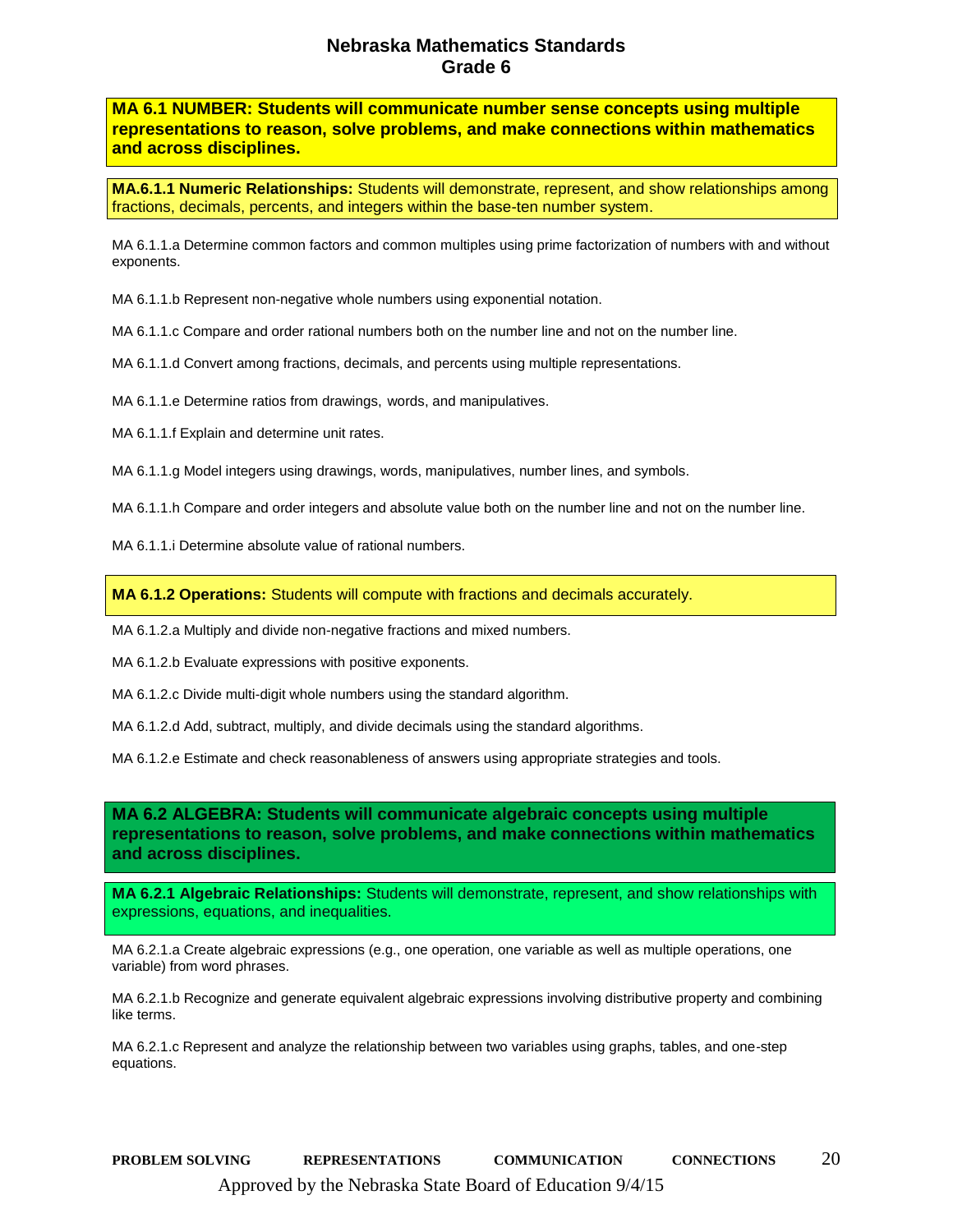# Nebraska Mathematics Standards
## Grade 6

**MA 6.1 NUMBER: Students will communicate number sense concepts using multiple representations to reason, solve problems, and make connections within mathematics and across disciplines.**

**MA.6.1.1 Numeric Relationships:** Students will demonstrate, represent, and show relationships among fractions, decimals, percents, and integers within the base-ten number system.

MA 6.1.1.a Determine common factors and common multiples using prime factorization of numbers with and without exponents.

MA 6.1.1.b Represent non-negative whole numbers using exponential notation.

MA 6.1.1.c Compare and order rational numbers both on the number line and not on the number line.

MA 6.1.1.d Convert among fractions, decimals, and percents using multiple representations.

MA 6.1.1.e Determine ratios from drawings, words, and manipulatives.

MA 6.1.1.f Explain and determine unit rates.

MA 6.1.1.g Model integers using drawings, words, manipulatives, number lines, and symbols.

MA 6.1.1.h Compare and order integers and absolute value both on the number line and not on the number line.

MA 6.1.1.i Determine absolute value of rational numbers.

**MA 6.1.2 Operations:** Students will compute with fractions and decimals accurately.

MA 6.1.2.a Multiply and divide non-negative fractions and mixed numbers.

MA 6.1.2.b Evaluate expressions with positive exponents.

MA 6.1.2.c Divide multi-digit whole numbers using the standard algorithm.

MA 6.1.2.d Add, subtract, multiply, and divide decimals using the standard algorithms.

MA 6.1.2.e Estimate and check reasonableness of answers using appropriate strategies and tools.

**MA 6.2 ALGEBRA: Students will communicate algebraic concepts using multiple representations to reason, solve problems, and make connections within mathematics and across disciplines.**

**MA 6.2.1 Algebraic Relationships:** Students will demonstrate, represent, and show relationships with expressions, equations, and inequalities.

MA 6.2.1.a Create algebraic expressions (e.g., one operation, one variable as well as multiple operations, one variable) from word phrases.

MA 6.2.1.b Recognize and generate equivalent algebraic expressions involving distributive property and combining like terms.

MA 6.2.1.c Represent and analyze the relationship between two variables using graphs, tables, and one-step equations.

PROBLEM SOLVING REPRESENTATIONS COMMUNICATION CONNECTIONS

Approved by the Nebraska State Board of Education 9/4/15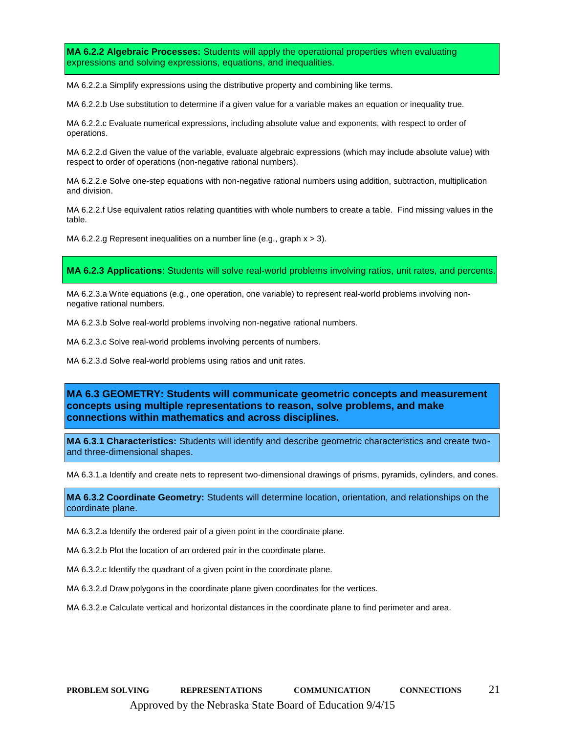**MA 6.2.2 Algebraic Processes:** Students will apply the operational properties when evaluating expressions and solving expressions, equations, and inequalities.

MA 6.2.2.a Simplify expressions using the distributive property and combining like terms.

MA 6.2.2.b Use substitution to determine if a given value for a variable makes an equation or inequality true.

MA 6.2.2.c Evaluate numerical expressions, including absolute value and exponents, with respect to order of operations.

MA 6.2.2.d Given the value of the variable, evaluate algebraic expressions (which may include absolute value) with respect to order of operations (non-negative rational numbers).

MA 6.2.2.e Solve one-step equations with non-negative rational numbers using addition, subtraction, multiplication and division.

MA 6.2.2.f Use equivalent ratios relating quantities with whole numbers to create a table. Find missing values in the table.

MA 6.2.2.g Represent inequalities on a number line (e.g., graph $x > 3$).

**MA 6.2.3 Applications**: Students will solve real-world problems involving ratios, unit rates, and percents.

MA 6.2.3.a Write equations (e.g., one operation, one variable) to represent real-world problems involving non-negative rational numbers.

MA 6.2.3.b Solve real-world problems involving non-negative rational numbers.

MA 6.2.3.c Solve real-world problems involving percents of numbers.

MA 6.2.3.d Solve real-world problems using ratios and unit rates.

## MA 6.3 GEOMETRY: Students will communicate geometric concepts and measurement concepts using multiple representations to reason, solve problems, and make connections within mathematics and across disciplines.

**MA 6.3.1 Characteristics:** Students will identify and describe geometric characteristics and create two- and three-dimensional shapes.

MA 6.3.1.a Identify and create nets to represent two-dimensional drawings of prisms, pyramids, cylinders, and cones.

**MA 6.3.2 Coordinate Geometry:** Students will determine location, orientation, and relationships on the coordinate plane.

MA 6.3.2.a Identify the ordered pair of a given point in the coordinate plane.

MA 6.3.2.b Plot the location of an ordered pair in the coordinate plane.

MA 6.3.2.c Identify the quadrant of a given point in the coordinate plane.

MA 6.3.2.d Draw polygons in the coordinate plane given coordinates for the vertices.

MA 6.3.2.e Calculate vertical and horizontal distances in the coordinate plane to find perimeter and area.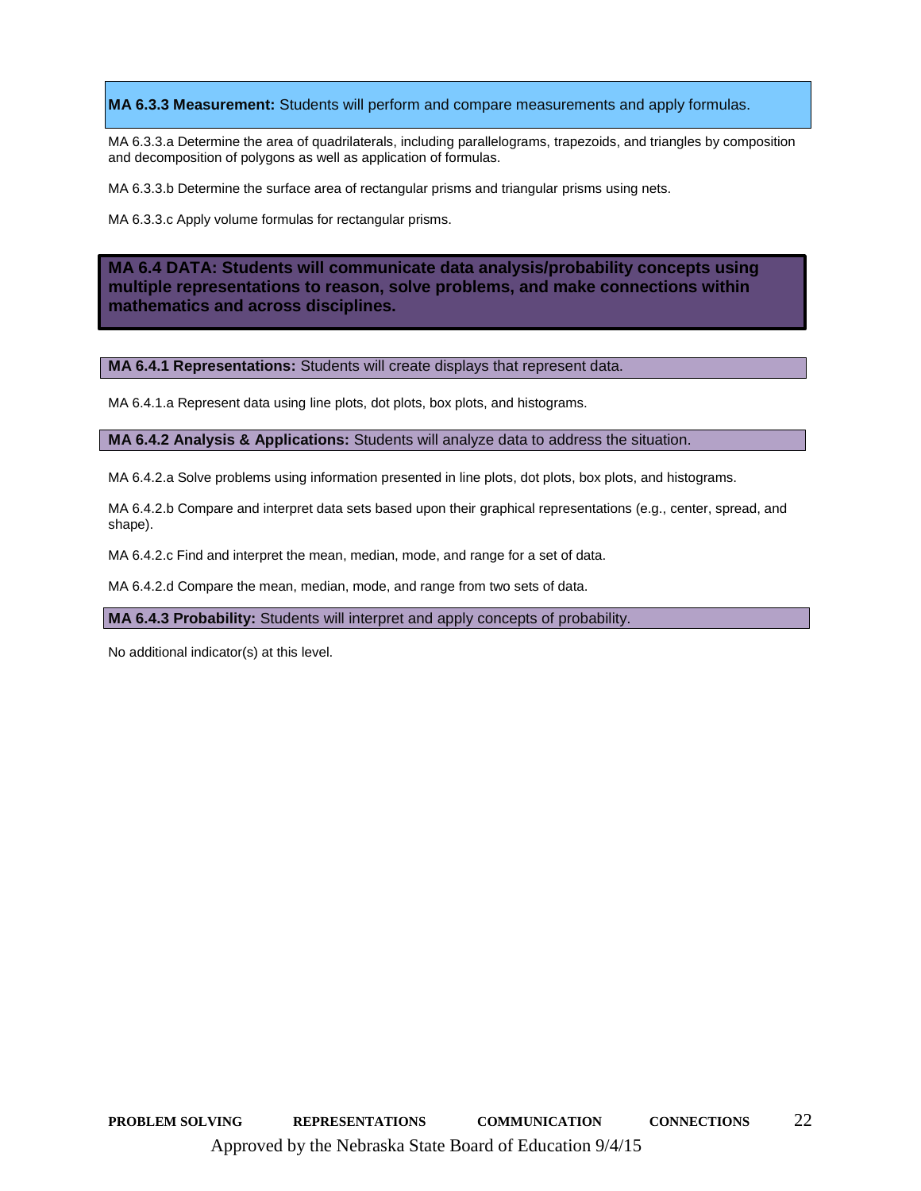**MA 6.3.3 Measurement:** Students will perform and compare measurements and apply formulas.

MA 6.3.3.a Determine the area of quadrilaterals, including parallelograms, trapezoids, and triangles by composition and decomposition of polygons as well as application of formulas.

MA 6.3.3.b Determine the surface area of rectangular prisms and triangular prisms using nets.

MA 6.3.3.c Apply volume formulas for rectangular prisms.

## MA 6.4 DATA: Students will communicate data analysis/probability concepts using multiple representations to reason, solve problems, and make connections within mathematics and across disciplines.

**MA 6.4.1 Representations:** Students will create displays that represent data.

MA 6.4.1.a Represent data using line plots, dot plots, box plots, and histograms.

**MA 6.4.2 Analysis & Applications:** Students will analyze data to address the situation.

MA 6.4.2.a Solve problems using information presented in line plots, dot plots, box plots, and histograms.

MA 6.4.2.b Compare and interpret data sets based upon their graphical representations (e.g., center, spread, and shape).

MA 6.4.2.c Find and interpret the mean, median, mode, and range for a set of data.

MA 6.4.2.d Compare the mean, median, mode, and range from two sets of data.

**MA 6.4.3 Probability:** Students will interpret and apply concepts of probability.

No additional indicator(s) at this level.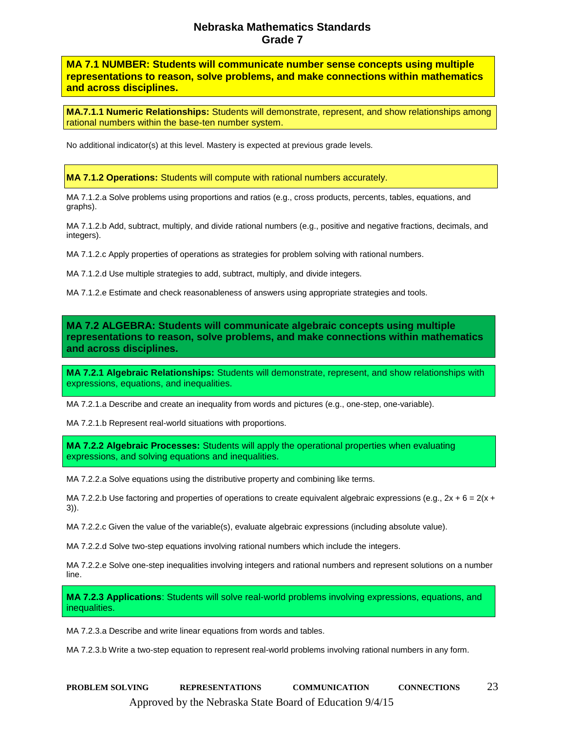# Nebraska Mathematics Standards
## Grade 7

**MA 7.1 NUMBER: Students will communicate number sense concepts using multiple representations to reason, solve problems, and make connections within mathematics and across disciplines.**

**MA.7.1.1 Numeric Relationships:** Students will demonstrate, represent, and show relationships among rational numbers within the base-ten number system.

No additional indicator(s) at this level. Mastery is expected at previous grade levels.

**MA 7.1.2 Operations:** Students will compute with rational numbers accurately.

MA 7.1.2.a Solve problems using proportions and ratios (e.g., cross products, percents, tables, equations, and graphs).

MA 7.1.2.b Add, subtract, multiply, and divide rational numbers (e.g., positive and negative fractions, decimals, and integers).

MA 7.1.2.c Apply properties of operations as strategies for problem solving with rational numbers.

MA 7.1.2.d Use multiple strategies to add, subtract, multiply, and divide integers.

MA 7.1.2.e Estimate and check reasonableness of answers using appropriate strategies and tools.

**MA 7.2 ALGEBRA: Students will communicate algebraic concepts using multiple representations to reason, solve problems, and make connections within mathematics and across disciplines.**

**MA 7.2.1 Algebraic Relationships:** Students will demonstrate, represent, and show relationships with expressions, equations, and inequalities.

MA 7.2.1.a Describe and create an inequality from words and pictures (e.g., one-step, one-variable).

MA 7.2.1.b Represent real-world situations with proportions.

**MA 7.2.2 Algebraic Processes:** Students will apply the operational properties when evaluating expressions, and solving equations and inequalities.

MA 7.2.2.a Solve equations using the distributive property and combining like terms.

MA 7.2.2.b Use factoring and properties of operations to create equivalent algebraic expressions (e.g., $2x + 6 = 2(x + 3)$).

MA 7.2.2.c Given the value of the variable(s), evaluate algebraic expressions (including absolute value).

MA 7.2.2.d Solve two-step equations involving rational numbers which include the integers.

MA 7.2.2.e Solve one-step inequalities involving integers and rational numbers and represent solutions on a number line.

**MA 7.2.3 Applications**: Students will solve real-world problems involving expressions, equations, and inequalities.

MA 7.2.3.a Describe and write linear equations from words and tables.

MA 7.2.3.b Write a two-step equation to represent real-world problems involving rational numbers in any form.

**PROBLEM SOLVING REPRESENTATIONS COMMUNICATION CONNECTIONS**

Approved by the Nebraska State Board of Education 9/4/15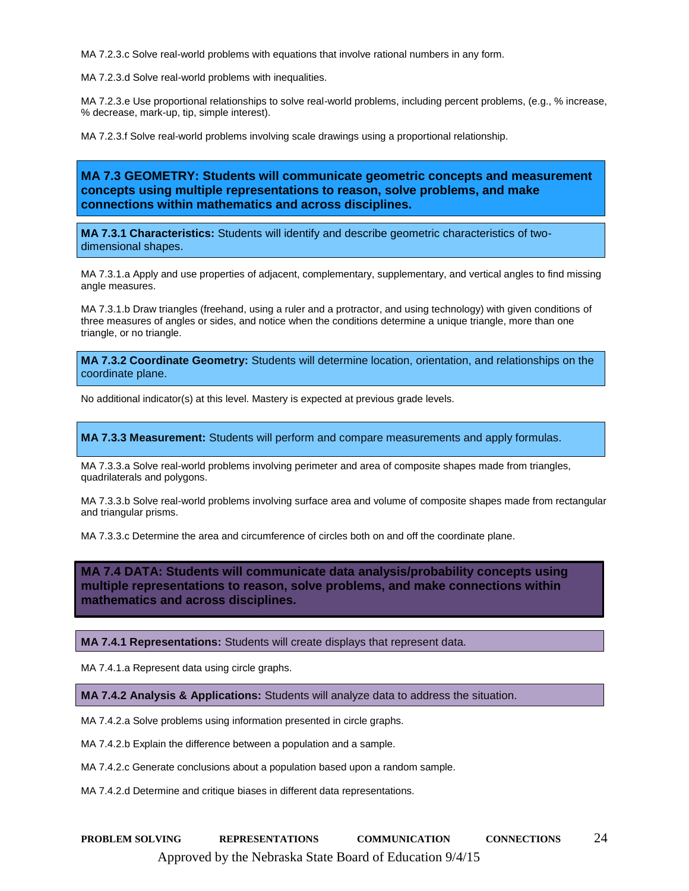MA 7.2.3.c Solve real-world problems with equations that involve rational numbers in any form.

MA 7.2.3.d Solve real-world problems with inequalities.

MA 7.2.3.e Use proportional relationships to solve real-world problems, including percent problems, (e.g., % increase, % decrease, mark-up, tip, simple interest).

MA 7.2.3.f Solve real-world problems involving scale drawings using a proportional relationship.

## MA 7.3 GEOMETRY: Students will communicate geometric concepts and measurement concepts using multiple representations to reason, solve problems, and make connections within mathematics and across disciplines.

### MA 7.3.1 Characteristics: Students will identify and describe geometric characteristics of two-dimensional shapes.

MA 7.3.1.a Apply and use properties of adjacent, complementary, supplementary, and vertical angles to find missing angle measures.

MA 7.3.1.b Draw triangles (freehand, using a ruler and a protractor, and using technology) with given conditions of three measures of angles or sides, and notice when the conditions determine a unique triangle, more than one triangle, or no triangle.

### MA 7.3.2 Coordinate Geometry: Students will determine location, orientation, and relationships on the coordinate plane.

No additional indicator(s) at this level. Mastery is expected at previous grade levels.

### MA 7.3.3 Measurement: Students will perform and compare measurements and apply formulas.

MA 7.3.3.a Solve real-world problems involving perimeter and area of composite shapes made from triangles, quadrilaterals and polygons.

MA 7.3.3.b Solve real-world problems involving surface area and volume of composite shapes made from rectangular and triangular prisms.

MA 7.3.3.c Determine the area and circumference of circles both on and off the coordinate plane.

## MA 7.4 DATA: Students will communicate data analysis/probability concepts using multiple representations to reason, solve problems, and make connections within mathematics and across disciplines.

### MA 7.4.1 Representations: Students will create displays that represent data.

MA 7.4.1.a Represent data using circle graphs.

### MA 7.4.2 Analysis & Applications: Students will analyze data to address the situation.

MA 7.4.2.a Solve problems using information presented in circle graphs.

MA 7.4.2.b Explain the difference between a population and a sample.

MA 7.4.2.c Generate conclusions about a population based upon a random sample.

MA 7.4.2.d Determine and critique biases in different data representations.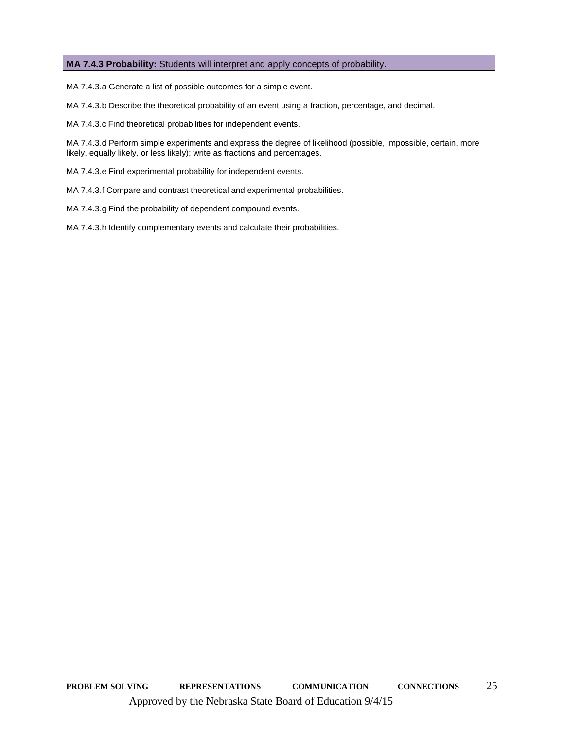**MA 7.4.3 Probability:** Students will interpret and apply concepts of probability.

MA 7.4.3.a Generate a list of possible outcomes for a simple event.

MA 7.4.3.b Describe the theoretical probability of an event using a fraction, percentage, and decimal.

MA 7.4.3.c Find theoretical probabilities for independent events.

MA 7.4.3.d Perform simple experiments and express the degree of likelihood (possible, impossible, certain, more likely, equally likely, or less likely); write as fractions and percentages.

MA 7.4.3.e Find experimental probability for independent events.

MA 7.4.3.f Compare and contrast theoretical and experimental probabilities.

MA 7.4.3.g Find the probability of dependent compound events.

MA 7.4.3.h Identify complementary events and calculate their probabilities.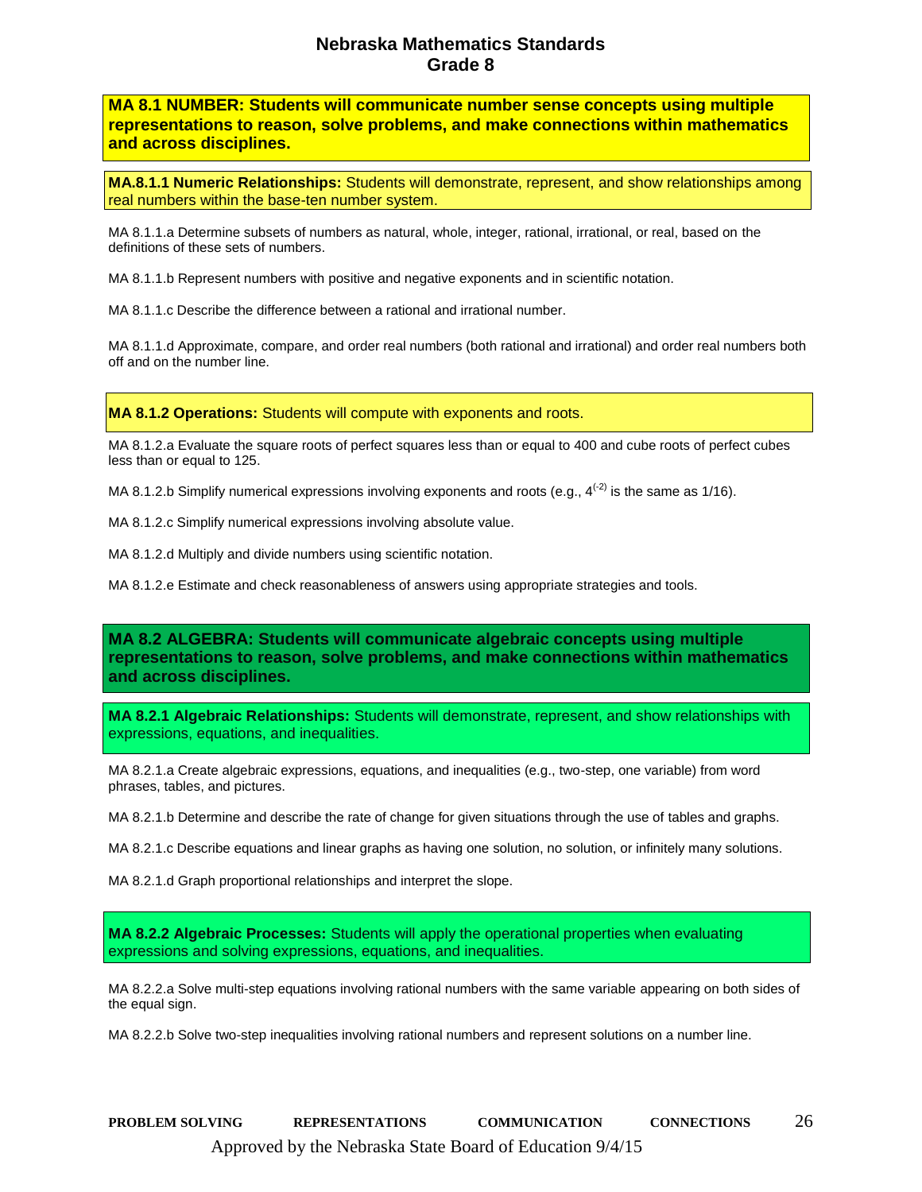# Nebraska Mathematics Standards
## Grade 8

**MA 8.1 NUMBER: Students will communicate number sense concepts using multiple representations to reason, solve problems, and make connections within mathematics and across disciplines.**

**MA.8.1.1 Numeric Relationships:** Students will demonstrate, represent, and show relationships among real numbers within the base-ten number system.

MA 8.1.1.a Determine subsets of numbers as natural, whole, integer, rational, irrational, or real, based on the definitions of these sets of numbers.

MA 8.1.1.b Represent numbers with positive and negative exponents and in scientific notation.

MA 8.1.1.c Describe the difference between a rational and irrational number.

MA 8.1.1.d Approximate, compare, and order real numbers (both rational and irrational) and order real numbers both off and on the number line.

**MA 8.1.2 Operations:** Students will compute with exponents and roots.

MA 8.1.2.a Evaluate the square roots of perfect squares less than or equal to 400 and cube roots of perfect cubes less than or equal to 125.

MA 8.1.2.b Simplify numerical expressions involving exponents and roots (e.g., $4^{(-2)}$ is the same as 1/16).

MA 8.1.2.c Simplify numerical expressions involving absolute value.

MA 8.1.2.d Multiply and divide numbers using scientific notation.

MA 8.1.2.e Estimate and check reasonableness of answers using appropriate strategies and tools.

**MA 8.2 ALGEBRA: Students will communicate algebraic concepts using multiple representations to reason, solve problems, and make connections within mathematics and across disciplines.**

**MA 8.2.1 Algebraic Relationships:** Students will demonstrate, represent, and show relationships with expressions, equations, and inequalities.

MA 8.2.1.a Create algebraic expressions, equations, and inequalities (e.g., two-step, one variable) from word phrases, tables, and pictures.

MA 8.2.1.b Determine and describe the rate of change for given situations through the use of tables and graphs.

MA 8.2.1.c Describe equations and linear graphs as having one solution, no solution, or infinitely many solutions.

MA 8.2.1.d Graph proportional relationships and interpret the slope.

**MA 8.2.2 Algebraic Processes:** Students will apply the operational properties when evaluating expressions and solving expressions, equations, and inequalities.

MA 8.2.2.a Solve multi-step equations involving rational numbers with the same variable appearing on both sides of the equal sign.

MA 8.2.2.b Solve two-step inequalities involving rational numbers and represent solutions on a number line.

PROBLEM SOLVING REPRESENTATIONS COMMUNICATION CONNECTIONS

Approved by the Nebraska State Board of Education 9/4/15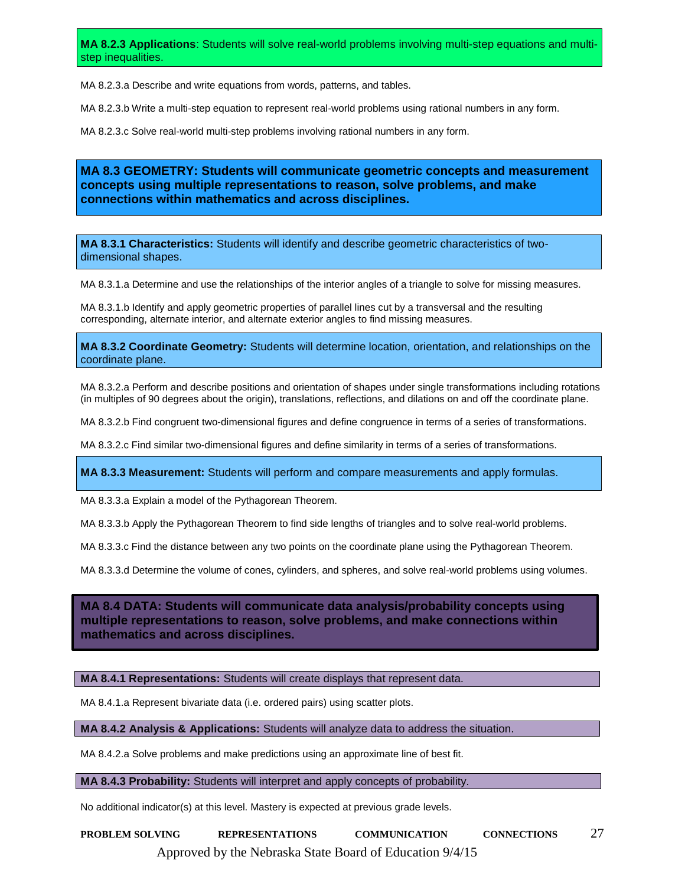**MA 8.2.3 Applications**: Students will solve real-world problems involving multi-step equations and multi-step inequalities.

MA 8.2.3.a Describe and write equations from words, patterns, and tables.

MA 8.2.3.b Write a multi-step equation to represent real-world problems using rational numbers in any form.

MA 8.2.3.c Solve real-world multi-step problems involving rational numbers in any form.

## MA 8.3 GEOMETRY: Students will communicate geometric concepts and measurement concepts using multiple representations to reason, solve problems, and make connections within mathematics and across disciplines.

**MA 8.3.1 Characteristics:** Students will identify and describe geometric characteristics of two-dimensional shapes.

MA 8.3.1.a Determine and use the relationships of the interior angles of a triangle to solve for missing measures.

MA 8.3.1.b Identify and apply geometric properties of parallel lines cut by a transversal and the resulting corresponding, alternate interior, and alternate exterior angles to find missing measures.

**MA 8.3.2 Coordinate Geometry:** Students will determine location, orientation, and relationships on the coordinate plane.

MA 8.3.2.a Perform and describe positions and orientation of shapes under single transformations including rotations (in multiples of 90 degrees about the origin), translations, reflections, and dilations on and off the coordinate plane.

MA 8.3.2.b Find congruent two-dimensional figures and define congruence in terms of a series of transformations.

MA 8.3.2.c Find similar two-dimensional figures and define similarity in terms of a series of transformations.

**MA 8.3.3 Measurement:** Students will perform and compare measurements and apply formulas.

MA 8.3.3.a Explain a model of the Pythagorean Theorem.

MA 8.3.3.b Apply the Pythagorean Theorem to find side lengths of triangles and to solve real-world problems.

MA 8.3.3.c Find the distance between any two points on the coordinate plane using the Pythagorean Theorem.

MA 8.3.3.d Determine the volume of cones, cylinders, and spheres, and solve real-world problems using volumes.

## MA 8.4 DATA: Students will communicate data analysis/probability concepts using multiple representations to reason, solve problems, and make connections within mathematics and across disciplines.

**MA 8.4.1 Representations:** Students will create displays that represent data.

MA 8.4.1.a Represent bivariate data (i.e. ordered pairs) using scatter plots.

**MA 8.4.2 Analysis & Applications:** Students will analyze data to address the situation.

MA 8.4.2.a Solve problems and make predictions using an approximate line of best fit.

**MA 8.4.3 Probability:** Students will interpret and apply concepts of probability.

No additional indicator(s) at this level. Mastery is expected at previous grade levels.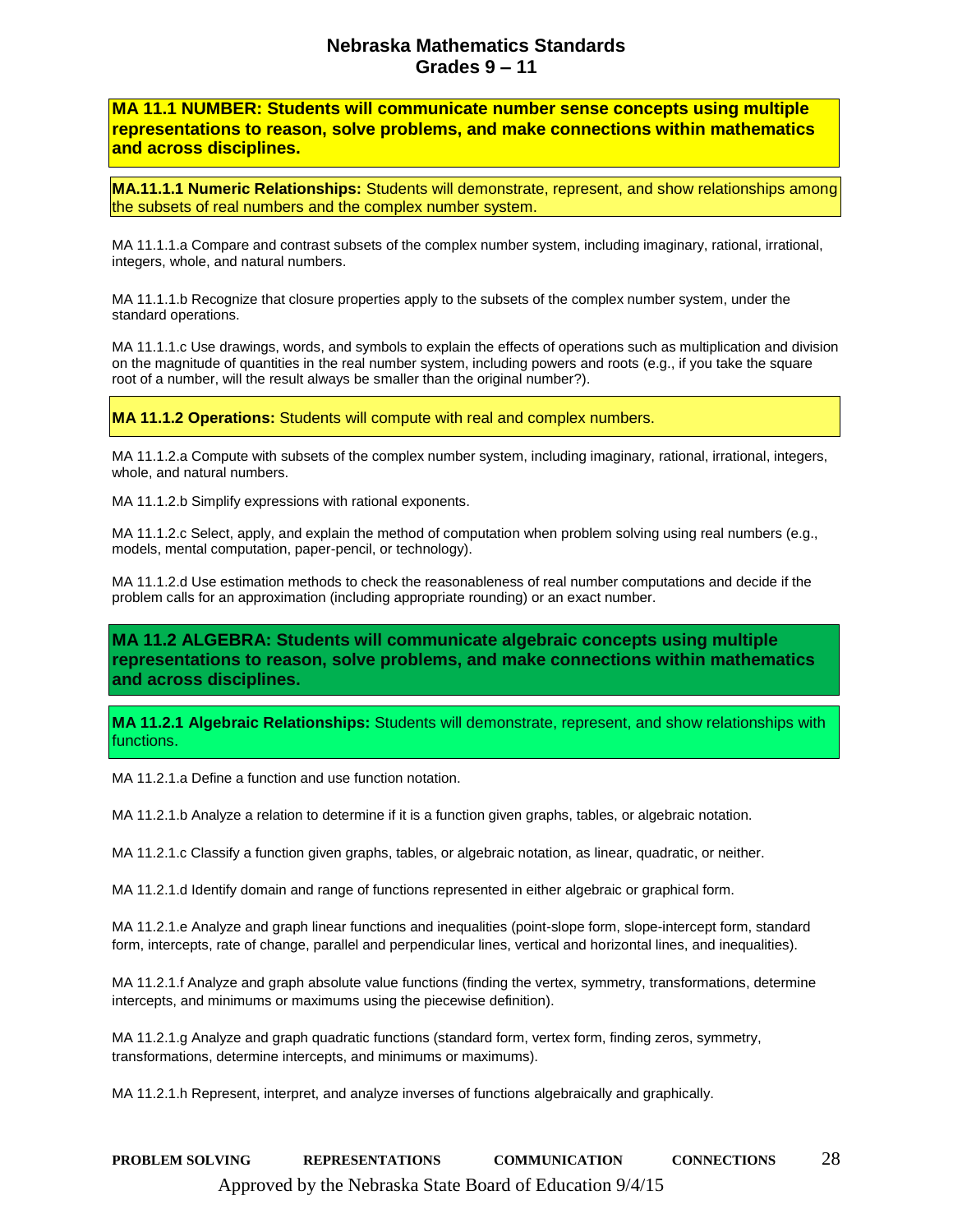# Nebraska Mathematics Standards
## Grades 9 – 11

**MA 11.1 NUMBER: Students will communicate number sense concepts using multiple representations to reason, solve problems, and make connections within mathematics and across disciplines.**

**MA.11.1.1 Numeric Relationships:** Students will demonstrate, represent, and show relationships among the subsets of real numbers and the complex number system.

MA 11.1.1.a Compare and contrast subsets of the complex number system, including imaginary, rational, irrational, integers, whole, and natural numbers.

MA 11.1.1.b Recognize that closure properties apply to the subsets of the complex number system, under the standard operations.

MA 11.1.1.c Use drawings, words, and symbols to explain the effects of operations such as multiplication and division on the magnitude of quantities in the real number system, including powers and roots (e.g., if you take the square root of a number, will the result always be smaller than the original number?).

**MA 11.1.2 Operations:** Students will compute with real and complex numbers.

MA 11.1.2.a Compute with subsets of the complex number system, including imaginary, rational, irrational, integers, whole, and natural numbers.

MA 11.1.2.b Simplify expressions with rational exponents.

MA 11.1.2.c Select, apply, and explain the method of computation when problem solving using real numbers (e.g., models, mental computation, paper-pencil, or technology).

MA 11.1.2.d Use estimation methods to check the reasonableness of real number computations and decide if the problem calls for an approximation (including appropriate rounding) or an exact number.

**MA 11.2 ALGEBRA: Students will communicate algebraic concepts using multiple representations to reason, solve problems, and make connections within mathematics and across disciplines.**

**MA 11.2.1 Algebraic Relationships:** Students will demonstrate, represent, and show relationships with functions.

MA 11.2.1.a Define a function and use function notation.

MA 11.2.1.b Analyze a relation to determine if it is a function given graphs, tables, or algebraic notation.

MA 11.2.1.c Classify a function given graphs, tables, or algebraic notation, as linear, quadratic, or neither.

MA 11.2.1.d Identify domain and range of functions represented in either algebraic or graphical form.

MA 11.2.1.e Analyze and graph linear functions and inequalities (point-slope form, slope-intercept form, standard form, intercepts, rate of change, parallel and perpendicular lines, vertical and horizontal lines, and inequalities).

MA 11.2.1.f Analyze and graph absolute value functions (finding the vertex, symmetry, transformations, determine intercepts, and minimums or maximums using the piecewise definition).

MA 11.2.1.g Analyze and graph quadratic functions (standard form, vertex form, finding zeros, symmetry, transformations, determine intercepts, and minimums or maximums).

MA 11.2.1.h Represent, interpret, and analyze inverses of functions algebraically and graphically.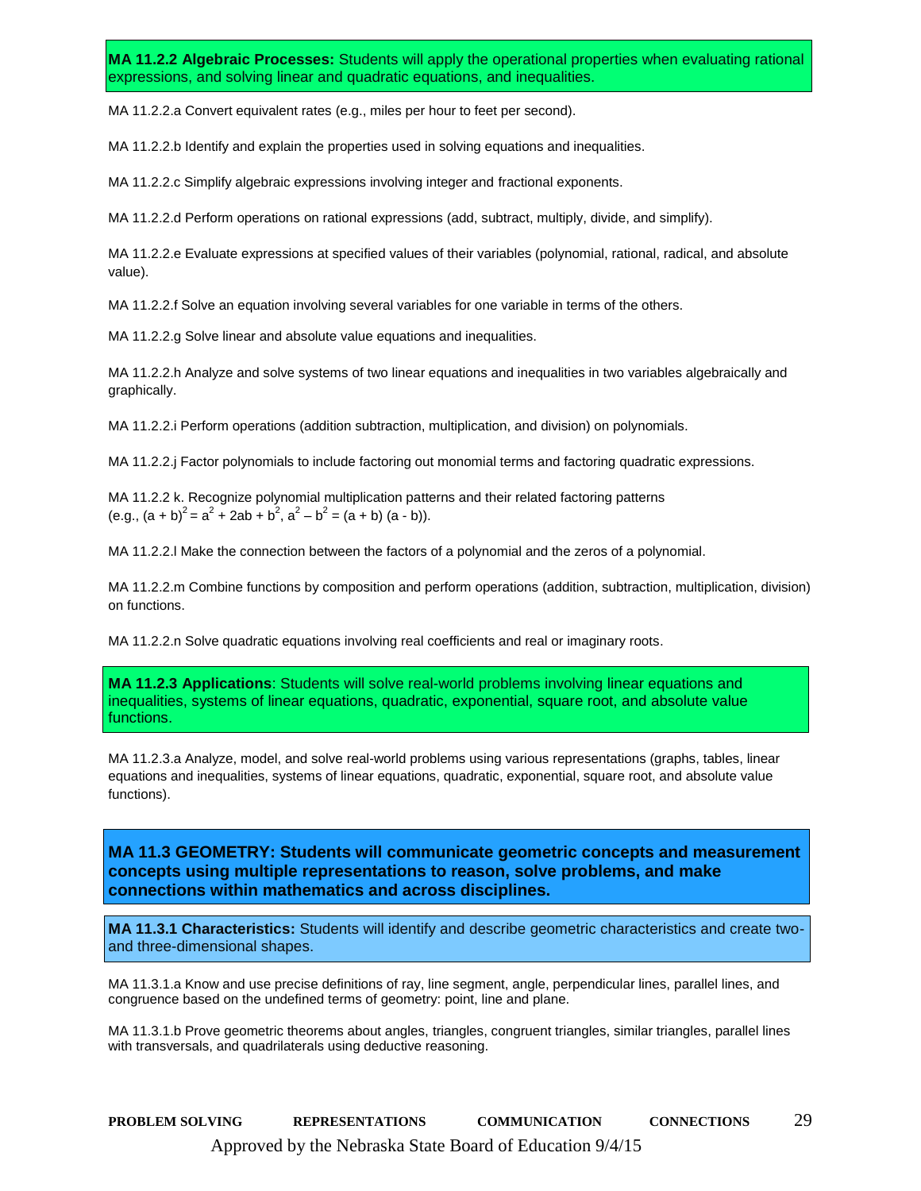**MA 11.2.2 Algebraic Processes:** Students will apply the operational properties when evaluating rational expressions, and solving linear and quadratic equations, and inequalities.

MA 11.2.2.a Convert equivalent rates (e.g., miles per hour to feet per second).

MA 11.2.2.b Identify and explain the properties used in solving equations and inequalities.

MA 11.2.2.c Simplify algebraic expressions involving integer and fractional exponents.

MA 11.2.2.d Perform operations on rational expressions (add, subtract, multiply, divide, and simplify).

MA 11.2.2.e Evaluate expressions at specified values of their variables (polynomial, rational, radical, and absolute value).

MA 11.2.2.f Solve an equation involving several variables for one variable in terms of the others.

MA 11.2.2.g Solve linear and absolute value equations and inequalities.

MA 11.2.2.h Analyze and solve systems of two linear equations and inequalities in two variables algebraically and graphically.

MA 11.2.2.i Perform operations (addition subtraction, multiplication, and division) on polynomials.

MA 11.2.2.j Factor polynomials to include factoring out monomial terms and factoring quadratic expressions.

MA 11.2.2 k. Recognize polynomial multiplication patterns and their related factoring patterns (e.g., $(a + b)^2 = a^2 + 2ab + b^2$, $a^2 – b^2 = (a + b) (a - b)$).

MA 11.2.2.l Make the connection between the factors of a polynomial and the zeros of a polynomial.

MA 11.2.2.m Combine functions by composition and perform operations (addition, subtraction, multiplication, division) on functions.

MA 11.2.2.n Solve quadratic equations involving real coefficients and real or imaginary roots.

**MA 11.2.3 Applications**: Students will solve real-world problems involving linear equations and inequalities, systems of linear equations, quadratic, exponential, square root, and absolute value functions.

MA 11.2.3.a Analyze, model, and solve real-world problems using various representations (graphs, tables, linear equations and inequalities, systems of linear equations, quadratic, exponential, square root, and absolute value functions).

## MA 11.3 GEOMETRY: Students will communicate geometric concepts and measurement concepts using multiple representations to reason, solve problems, and make connections within mathematics and across disciplines.

**MA 11.3.1 Characteristics:** Students will identify and describe geometric characteristics and create two- and three-dimensional shapes.

MA 11.3.1.a Know and use precise definitions of ray, line segment, angle, perpendicular lines, parallel lines, and congruence based on the undefined terms of geometry: point, line and plane.

MA 11.3.1.b Prove geometric theorems about angles, triangles, congruent triangles, similar triangles, parallel lines with transversals, and quadrilaterals using deductive reasoning.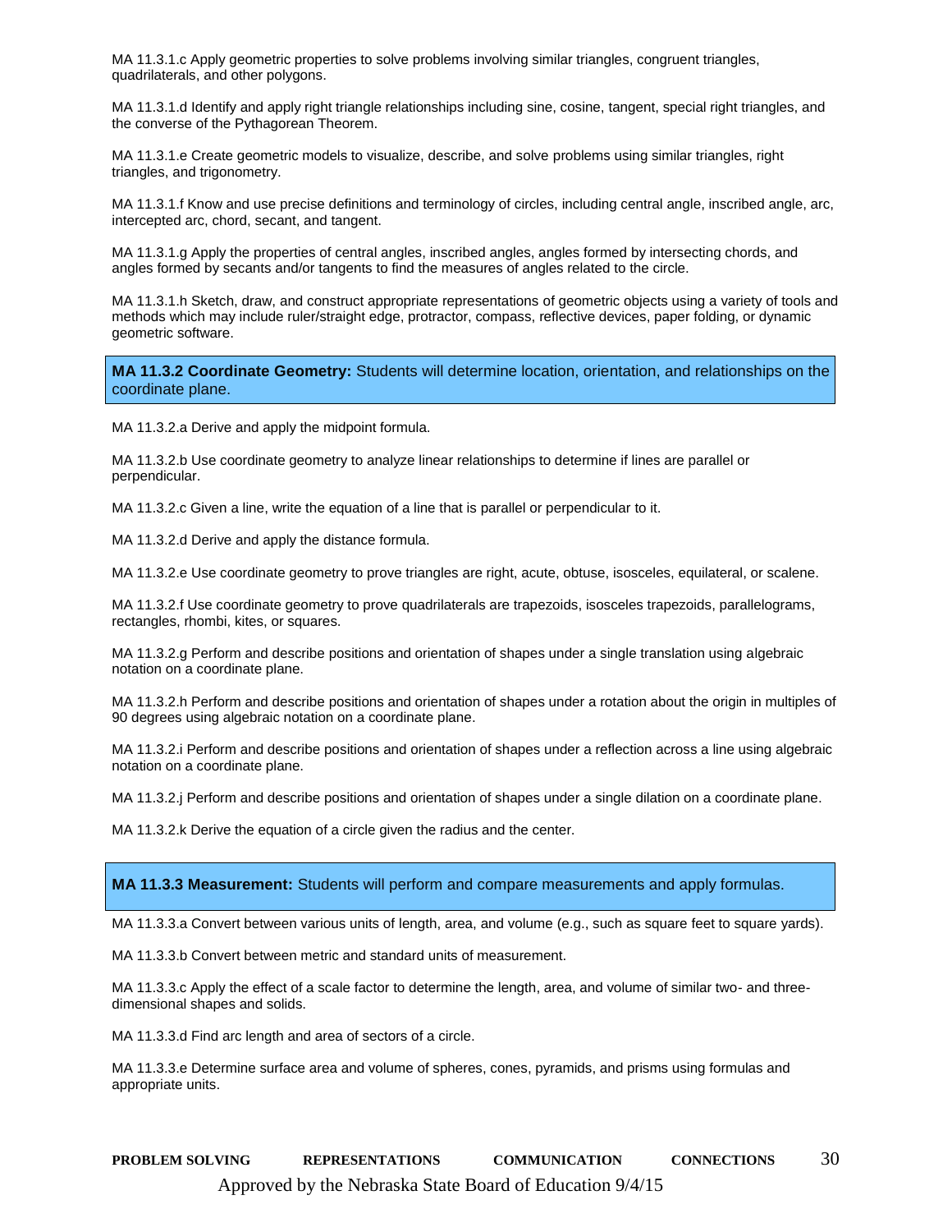MA 11.3.1.c Apply geometric properties to solve problems involving similar triangles, congruent triangles, quadrilaterals, and other polygons.

MA 11.3.1.d Identify and apply right triangle relationships including sine, cosine, tangent, special right triangles, and the converse of the Pythagorean Theorem.

MA 11.3.1.e Create geometric models to visualize, describe, and solve problems using similar triangles, right triangles, and trigonometry.

MA 11.3.1.f Know and use precise definitions and terminology of circles, including central angle, inscribed angle, arc, intercepted arc, chord, secant, and tangent.

MA 11.3.1.g Apply the properties of central angles, inscribed angles, angles formed by intersecting chords, and angles formed by secants and/or tangents to find the measures of angles related to the circle.

MA 11.3.1.h Sketch, draw, and construct appropriate representations of geometric objects using a variety of tools and methods which may include ruler/straight edge, protractor, compass, reflective devices, paper folding, or dynamic geometric software.

**MA 11.3.2 Coordinate Geometry:** Students will determine location, orientation, and relationships on the coordinate plane.

MA 11.3.2.a Derive and apply the midpoint formula.

MA 11.3.2.b Use coordinate geometry to analyze linear relationships to determine if lines are parallel or perpendicular.

MA 11.3.2.c Given a line, write the equation of a line that is parallel or perpendicular to it.

MA 11.3.2.d Derive and apply the distance formula.

MA 11.3.2.e Use coordinate geometry to prove triangles are right, acute, obtuse, isosceles, equilateral, or scalene.

MA 11.3.2.f Use coordinate geometry to prove quadrilaterals are trapezoids, isosceles trapezoids, parallelograms, rectangles, rhombi, kites, or squares.

MA 11.3.2.g Perform and describe positions and orientation of shapes under a single translation using algebraic notation on a coordinate plane.

MA 11.3.2.h Perform and describe positions and orientation of shapes under a rotation about the origin in multiples of 90 degrees using algebraic notation on a coordinate plane.

MA 11.3.2.i Perform and describe positions and orientation of shapes under a reflection across a line using algebraic notation on a coordinate plane.

MA 11.3.2.j Perform and describe positions and orientation of shapes under a single dilation on a coordinate plane.

MA 11.3.2.k Derive the equation of a circle given the radius and the center.

**MA 11.3.3 Measurement:** Students will perform and compare measurements and apply formulas.

MA 11.3.3.a Convert between various units of length, area, and volume (e.g., such as square feet to square yards).

MA 11.3.3.b Convert between metric and standard units of measurement.

MA 11.3.3.c Apply the effect of a scale factor to determine the length, area, and volume of similar two- and three-dimensional shapes and solids.

MA 11.3.3.d Find arc length and area of sectors of a circle.

MA 11.3.3.e Determine surface area and volume of spheres, cones, pyramids, and prisms using formulas and appropriate units.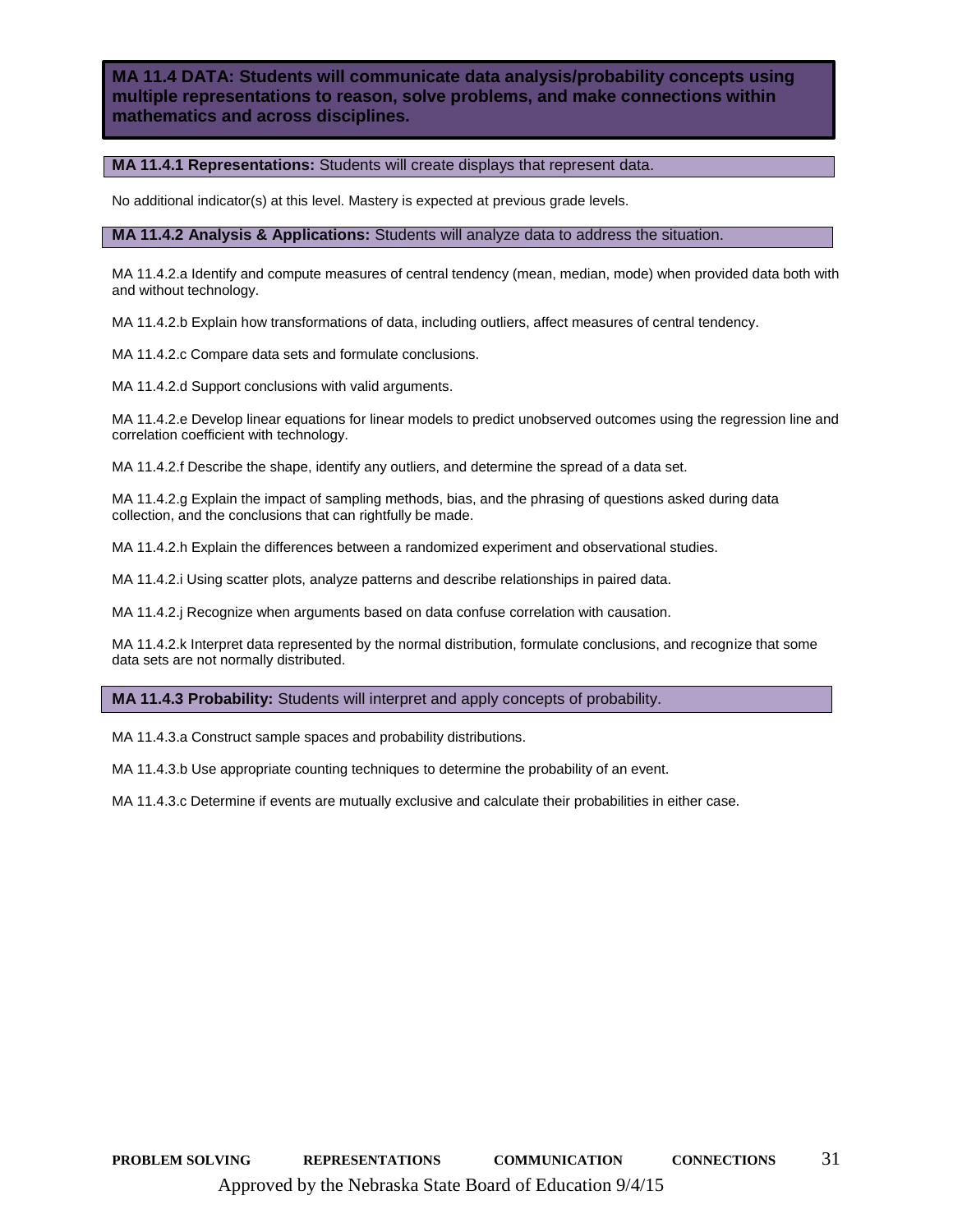## MA 11.4 DATA: Students will communicate data analysis/probability concepts using multiple representations to reason, solve problems, and make connections within mathematics and across disciplines.

### MA 11.4.1 Representations: Students will create displays that represent data.

No additional indicator(s) at this level. Mastery is expected at previous grade levels.

### MA 11.4.2 Analysis & Applications: Students will analyze data to address the situation.

MA 11.4.2.a Identify and compute measures of central tendency (mean, median, mode) when provided data both with and without technology.

MA 11.4.2.b Explain how transformations of data, including outliers, affect measures of central tendency.

MA 11.4.2.c Compare data sets and formulate conclusions.

MA 11.4.2.d Support conclusions with valid arguments.

MA 11.4.2.e Develop linear equations for linear models to predict unobserved outcomes using the regression line and correlation coefficient with technology.

MA 11.4.2.f Describe the shape, identify any outliers, and determine the spread of a data set.

MA 11.4.2.g Explain the impact of sampling methods, bias, and the phrasing of questions asked during data collection, and the conclusions that can rightfully be made.

MA 11.4.2.h Explain the differences between a randomized experiment and observational studies.

MA 11.4.2.i Using scatter plots, analyze patterns and describe relationships in paired data.

MA 11.4.2.j Recognize when arguments based on data confuse correlation with causation.

MA 11.4.2.k Interpret data represented by the normal distribution, formulate conclusions, and recognize that some data sets are not normally distributed.

### MA 11.4.3 Probability: Students will interpret and apply concepts of probability.

MA 11.4.3.a Construct sample spaces and probability distributions.

MA 11.4.3.b Use appropriate counting techniques to determine the probability of an event.

MA 11.4.3.c Determine if events are mutually exclusive and calculate their probabilities in either case.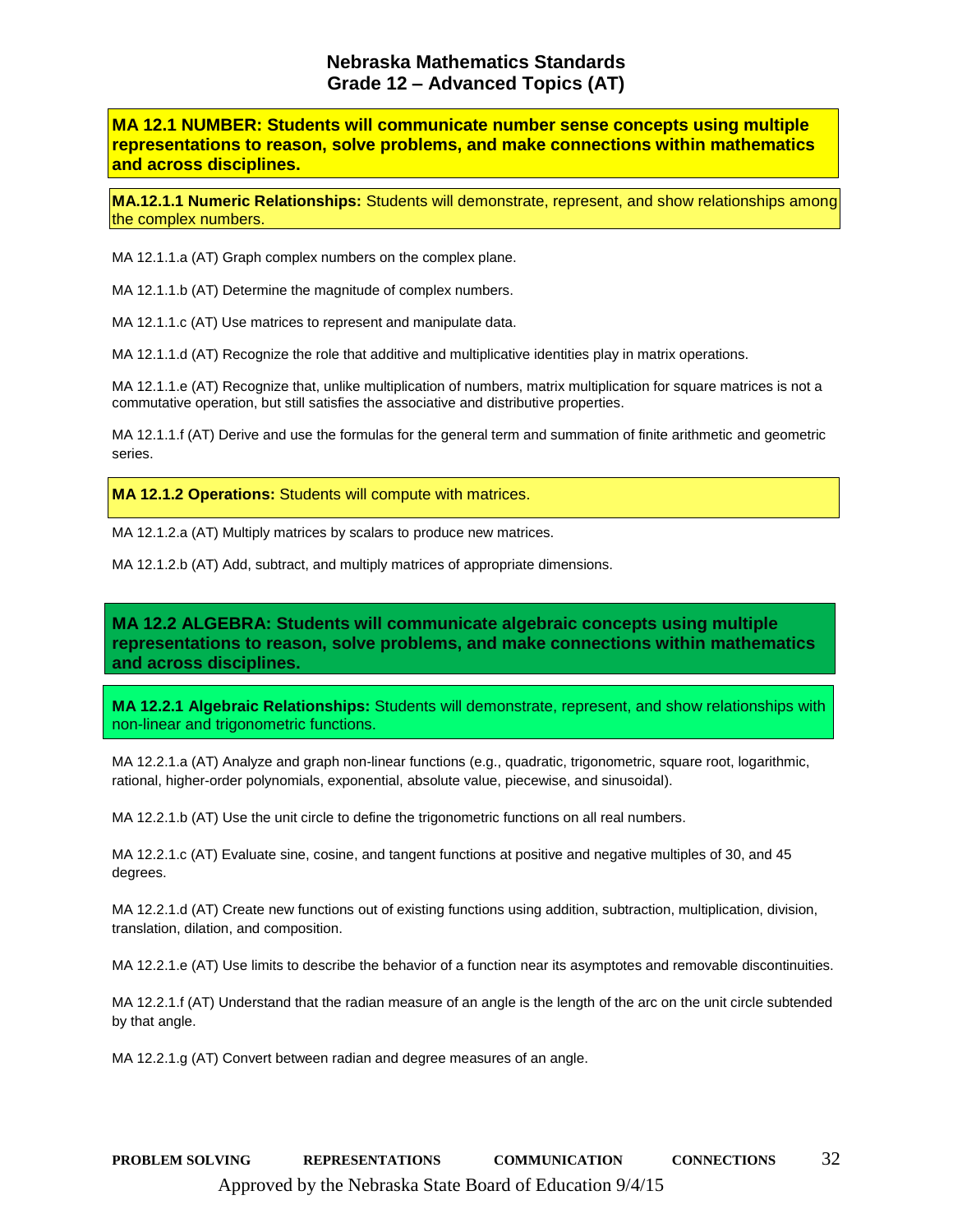# Nebraska Mathematics Standards
## Grade 12 – Advanced Topics (AT)

**MA 12.1 NUMBER: Students will communicate number sense concepts using multiple representations to reason, solve problems, and make connections within mathematics and across disciplines.**

**MA.12.1.1 Numeric Relationships:** Students will demonstrate, represent, and show relationships among the complex numbers.

MA 12.1.1.a (AT) Graph complex numbers on the complex plane.

MA 12.1.1.b (AT) Determine the magnitude of complex numbers.

MA 12.1.1.c (AT) Use matrices to represent and manipulate data.

MA 12.1.1.d (AT) Recognize the role that additive and multiplicative identities play in matrix operations.

MA 12.1.1.e (AT) Recognize that, unlike multiplication of numbers, matrix multiplication for square matrices is not a commutative operation, but still satisfies the associative and distributive properties.

MA 12.1.1.f (AT) Derive and use the formulas for the general term and summation of finite arithmetic and geometric series.

**MA 12.1.2 Operations:** Students will compute with matrices.

MA 12.1.2.a (AT) Multiply matrices by scalars to produce new matrices.

MA 12.1.2.b (AT) Add, subtract, and multiply matrices of appropriate dimensions.

**MA 12.2 ALGEBRA: Students will communicate algebraic concepts using multiple representations to reason, solve problems, and make connections within mathematics and across disciplines.**

**MA 12.2.1 Algebraic Relationships:** Students will demonstrate, represent, and show relationships with non-linear and trigonometric functions.

MA 12.2.1.a (AT) Analyze and graph non-linear functions (e.g., quadratic, trigonometric, square root, logarithmic, rational, higher-order polynomials, exponential, absolute value, piecewise, and sinusoidal).

MA 12.2.1.b (AT) Use the unit circle to define the trigonometric functions on all real numbers.

MA 12.2.1.c (AT) Evaluate sine, cosine, and tangent functions at positive and negative multiples of 30, and 45 degrees.

MA 12.2.1.d (AT) Create new functions out of existing functions using addition, subtraction, multiplication, division, translation, dilation, and composition.

MA 12.2.1.e (AT) Use limits to describe the behavior of a function near its asymptotes and removable discontinuities.

MA 12.2.1.f (AT) Understand that the radian measure of an angle is the length of the arc on the unit circle subtended by that angle.

MA 12.2.1.g (AT) Convert between radian and degree measures of an angle.

**PROBLEM SOLVING REPRESENTATIONS COMMUNICATION CONNECTIONS**

Approved by the Nebraska State Board of Education 9/4/15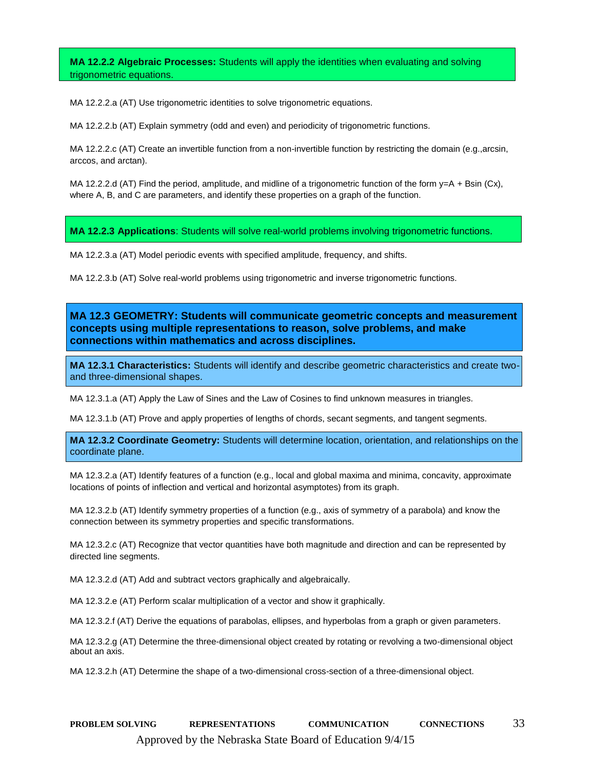**MA 12.2.2 Algebraic Processes:** Students will apply the identities when evaluating and solving trigonometric equations.

MA 12.2.2.a (AT) Use trigonometric identities to solve trigonometric equations.

MA 12.2.2.b (AT) Explain symmetry (odd and even) and periodicity of trigonometric functions.

MA 12.2.2.c (AT) Create an invertible function from a non-invertible function by restricting the domain (e.g.,arcsin, arccos, and arctan).

MA 12.2.2.d (AT) Find the period, amplitude, and midline of a trigonometric function of the form $y=A + B\sin(Cx)$, where A, B, and C are parameters, and identify these properties on a graph of the function.

**MA 12.2.3 Applications**: Students will solve real-world problems involving trigonometric functions.

MA 12.2.3.a (AT) Model periodic events with specified amplitude, frequency, and shifts.

MA 12.2.3.b (AT) Solve real-world problems using trigonometric and inverse trigonometric functions.

## MA 12.3 GEOMETRY: Students will communicate geometric concepts and measurement concepts using multiple representations to reason, solve problems, and make connections within mathematics and across disciplines.

**MA 12.3.1 Characteristics:** Students will identify and describe geometric characteristics and create two- and three-dimensional shapes.

MA 12.3.1.a (AT) Apply the Law of Sines and the Law of Cosines to find unknown measures in triangles.

MA 12.3.1.b (AT) Prove and apply properties of lengths of chords, secant segments, and tangent segments.

**MA 12.3.2 Coordinate Geometry:** Students will determine location, orientation, and relationships on the coordinate plane.

MA 12.3.2.a (AT) Identify features of a function (e.g., local and global maxima and minima, concavity, approximate locations of points of inflection and vertical and horizontal asymptotes) from its graph.

MA 12.3.2.b (AT) Identify symmetry properties of a function (e.g., axis of symmetry of a parabola) and know the connection between its symmetry properties and specific transformations.

MA 12.3.2.c (AT) Recognize that vector quantities have both magnitude and direction and can be represented by directed line segments.

MA 12.3.2.d (AT) Add and subtract vectors graphically and algebraically.

MA 12.3.2.e (AT) Perform scalar multiplication of a vector and show it graphically.

MA 12.3.2.f (AT) Derive the equations of parabolas, ellipses, and hyperbolas from a graph or given parameters.

MA 12.3.2.g (AT) Determine the three-dimensional object created by rotating or revolving a two-dimensional object about an axis.

MA 12.3.2.h (AT) Determine the shape of a two-dimensional cross-section of a three-dimensional object.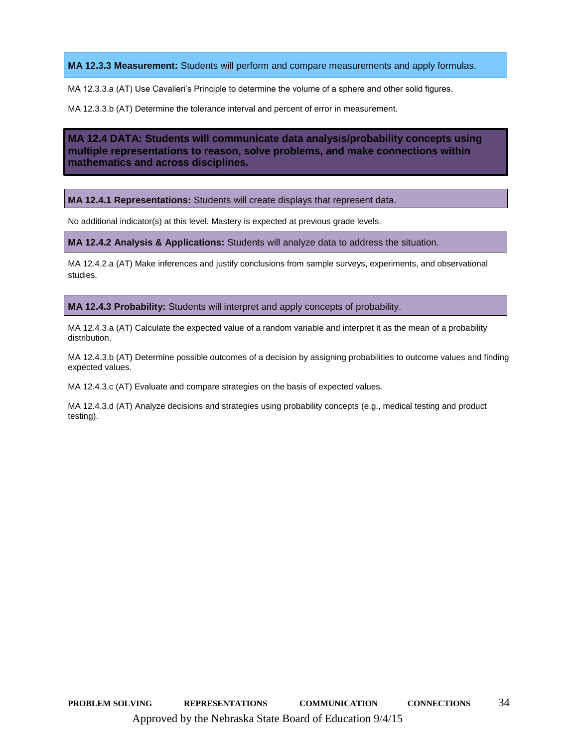**MA 12.3.3 Measurement:** Students will perform and compare measurements and apply formulas.

MA 12.3.3.a (AT) Use Cavalieri's Principle to determine the volume of a sphere and other solid figures.

MA 12.3.3.b (AT) Determine the tolerance interval and percent of error in measurement.

## MA 12.4 DATA: Students will communicate data analysis/probability concepts using multiple representations to reason, solve problems, and make connections within mathematics and across disciplines.

**MA 12.4.1 Representations:** Students will create displays that represent data.

No additional indicator(s) at this level. Mastery is expected at previous grade levels.

**MA 12.4.2 Analysis & Applications:** Students will analyze data to address the situation.

MA 12.4.2.a (AT) Make inferences and justify conclusions from sample surveys, experiments, and observational studies.

**MA 12.4.3 Probability:** Students will interpret and apply concepts of probability.

MA 12.4.3.a (AT) Calculate the expected value of a random variable and interpret it as the mean of a probability distribution.

MA 12.4.3.b (AT) Determine possible outcomes of a decision by assigning probabilities to outcome values and finding expected values.

MA 12.4.3.c (AT) Evaluate and compare strategies on the basis of expected values.

MA 12.4.3.d (AT) Analyze decisions and strategies using probability concepts (e.g., medical testing and product testing).